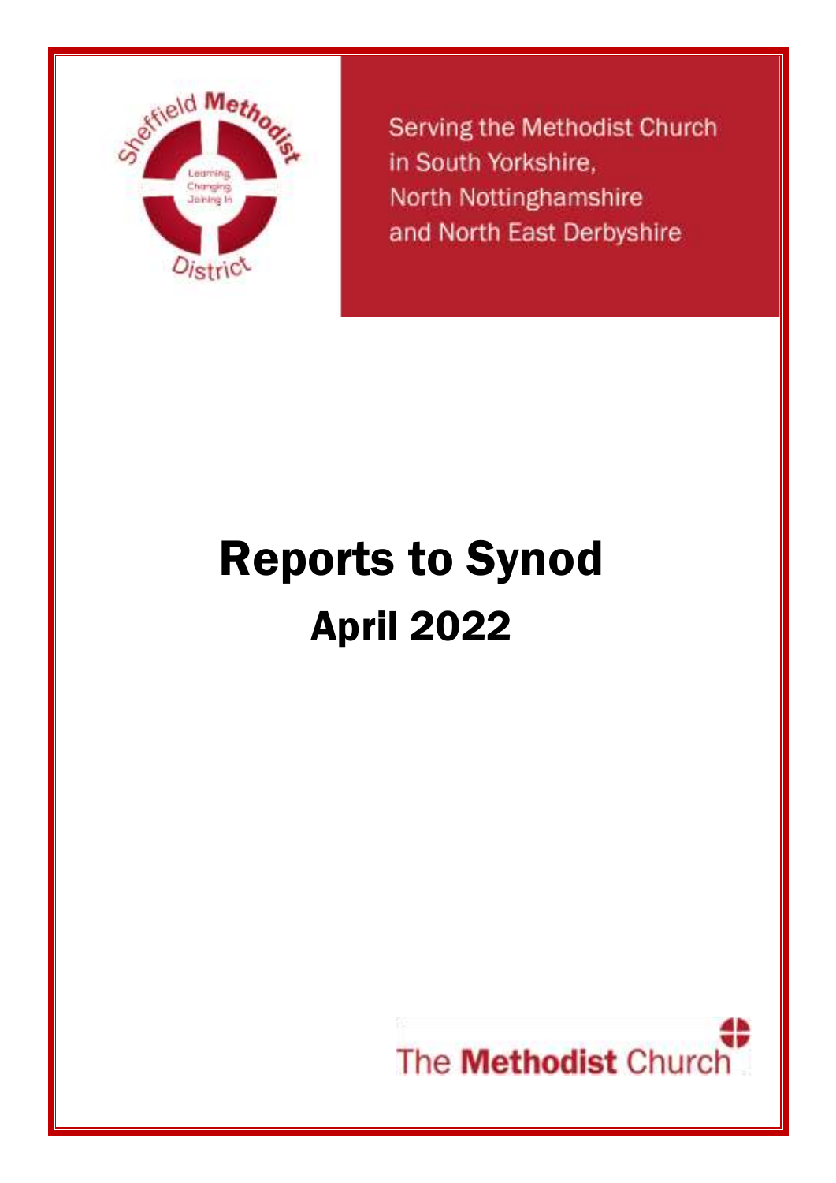Serving the Methodist Church in South Yorkshire, North Nottinghamshire and North East Derbyshire

# Reports to Synod

## April 2022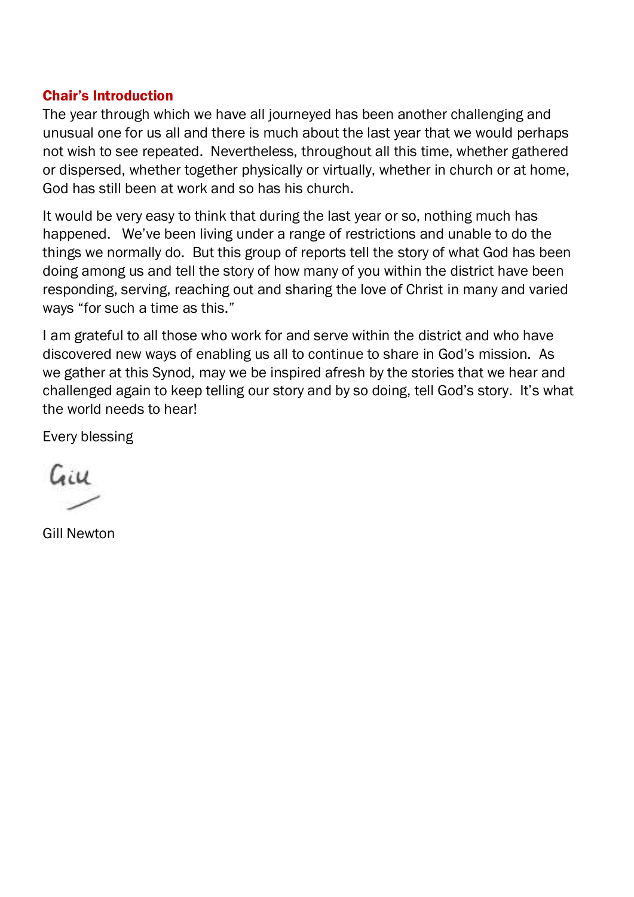## Chair's Introduction

The year through which we have all journeyed has been another challenging and unusual one for us all and there is much about the last year that we would perhaps not wish to see repeated. Nevertheless, throughout all this time, whether gathered or dispersed, whether together physically or virtually, whether in church or at home, God has still been at work and so has his church.

It would be very easy to think that during the last year or so, nothing much has happened. We've been living under a range of restrictions and unable to do the things we normally do. But this group of reports tell the story of what God has been doing among us and tell the story of how many of you within the district have been responding, serving, reaching out and sharing the love of Christ in many and varied ways "for such a time as this."

I am grateful to all those who work for and serve within the district and who have discovered new ways of enabling us all to continue to share in God's mission. As we gather at this Synod, may we be inspired afresh by the stories that we hear and challenged again to keep telling our story and by so doing, tell God's story. It's what the world needs to hear!

Every blessing

Gill

Gill Newton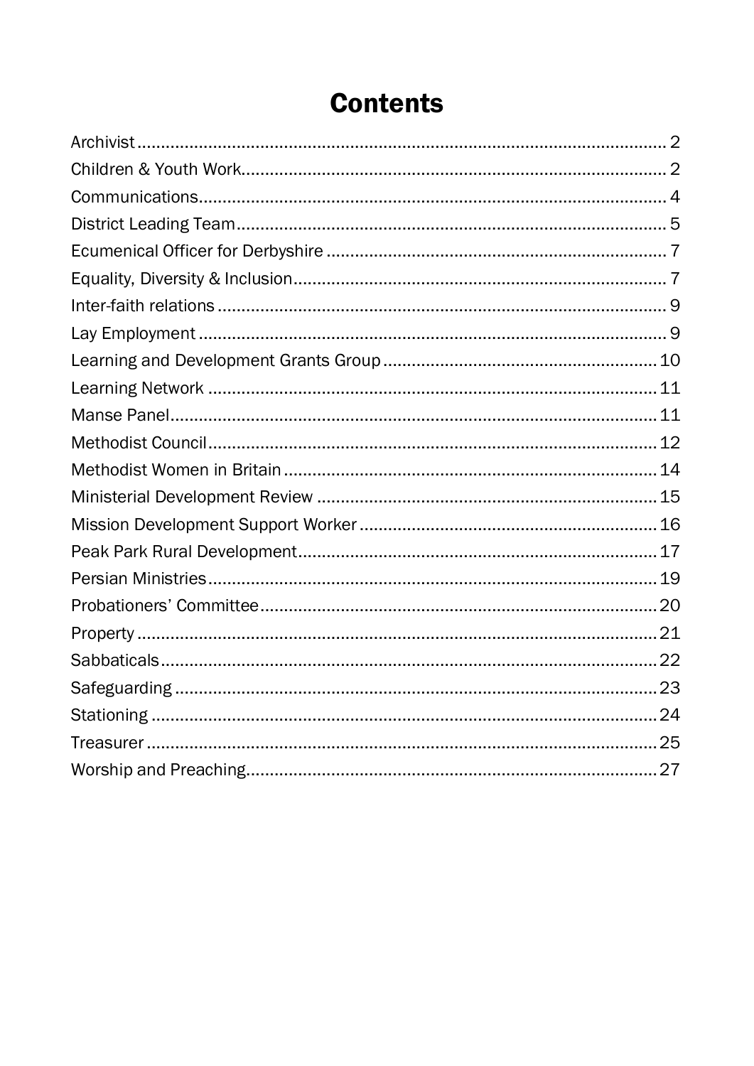# Contents

Archivist .......... 2
Children & Youth Work .......... 2
Communications .......... 4
District Leading Team .......... 5
Ecumenical Officer for Derbyshire .......... 7
Equality, Diversity & Inclusion .......... 7
Inter-faith relations .......... 9
Lay Employment .......... 9
Learning and Development Grants Group .......... 10
Learning Network .......... 11
Manse Panel .......... 11
Methodist Council .......... 12
Methodist Women in Britain .......... 14
Ministerial Development Review .......... 15
Mission Development Support Worker .......... 16
Peak Park Rural Development .......... 17
Persian Ministries .......... 19
Probationers' Committee .......... 20
Property .......... 21
Sabbaticals .......... 22
Safeguarding .......... 23
Stationing .......... 24
Treasurer .......... 25
Worship and Preaching .......... 27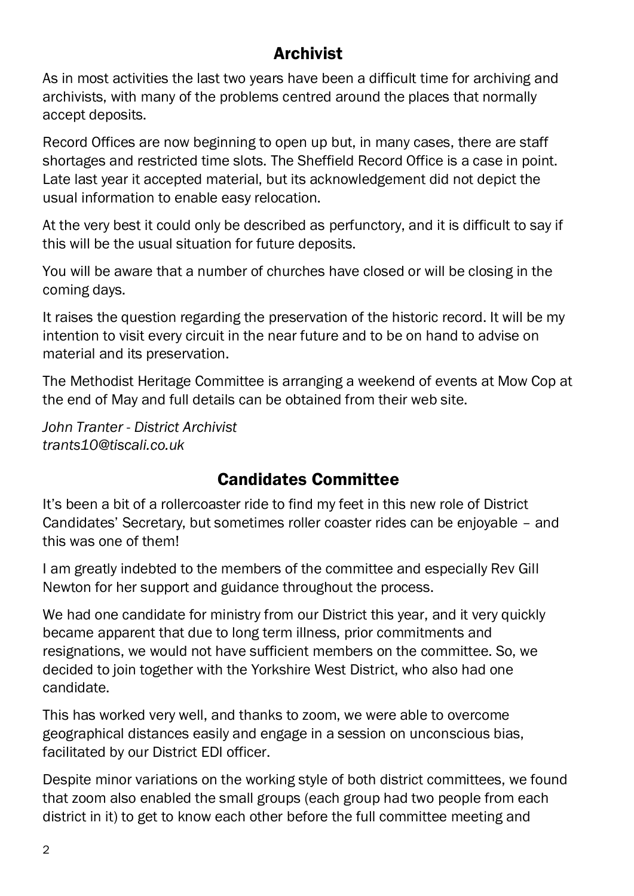## Archivist

As in most activities the last two years have been a difficult time for archiving and archivists, with many of the problems centred around the places that normally accept deposits.

Record Offices are now beginning to open up but, in many cases, there are staff shortages and restricted time slots. The Sheffield Record Office is a case in point. Late last year it accepted material, but its acknowledgement did not depict the usual information to enable easy relocation.

At the very best it could only be described as perfunctory, and it is difficult to say if this will be the usual situation for future deposits.

You will be aware that a number of churches have closed or will be closing in the coming days.

It raises the question regarding the preservation of the historic record. It will be my intention to visit every circuit in the near future and to be on hand to advise on material and its preservation.

The Methodist Heritage Committee is arranging a weekend of events at Mow Cop at the end of May and full details can be obtained from their web site.

*John Tranter - District Archivist*
*trants10@tiscali.co.uk*

## Candidates Committee

It's been a bit of a rollercoaster ride to find my feet in this new role of District Candidates' Secretary, but sometimes roller coaster rides can be enjoyable – and this was one of them!

I am greatly indebted to the members of the committee and especially Rev Gill Newton for her support and guidance throughout the process.

We had one candidate for ministry from our District this year, and it very quickly became apparent that due to long term illness, prior commitments and resignations, we would not have sufficient members on the committee. So, we decided to join together with the Yorkshire West District, who also had one candidate.

This has worked very well, and thanks to zoom, we were able to overcome geographical distances easily and engage in a session on unconscious bias, facilitated by our District EDI officer.

Despite minor variations on the working style of both district committees, we found that zoom also enabled the small groups (each group had two people from each district in it) to get to know each other before the full committee meeting and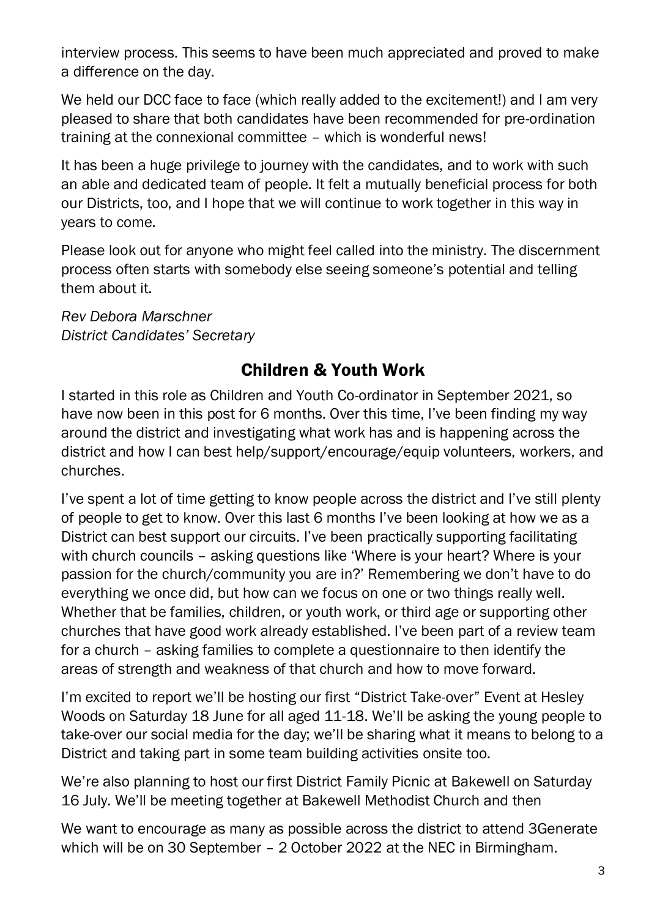interview process. This seems to have been much appreciated and proved to make a difference on the day.

We held our DCC face to face (which really added to the excitement!) and I am very pleased to share that both candidates have been recommended for pre-ordination training at the connexional committee – which is wonderful news!

It has been a huge privilege to journey with the candidates, and to work with such an able and dedicated team of people. It felt a mutually beneficial process for both our Districts, too, and I hope that we will continue to work together in this way in years to come.

Please look out for anyone who might feel called into the ministry. The discernment process often starts with somebody else seeing someone's potential and telling them about it.

*Rev Debora Marschner*
*District Candidates' Secretary*

## Children & Youth Work

I started in this role as Children and Youth Co-ordinator in September 2021, so have now been in this post for 6 months. Over this time, I've been finding my way around the district and investigating what work has and is happening across the district and how I can best help/support/encourage/equip volunteers, workers, and churches.

I've spent a lot of time getting to know people across the district and I've still plenty of people to get to know. Over this last 6 months I've been looking at how we as a District can best support our circuits. I've been practically supporting facilitating with church councils – asking questions like 'Where is your heart? Where is your passion for the church/community you are in?' Remembering we don't have to do everything we once did, but how can we focus on one or two things really well. Whether that be families, children, or youth work, or third age or supporting other churches that have good work already established. I've been part of a review team for a church – asking families to complete a questionnaire to then identify the areas of strength and weakness of that church and how to move forward.

I'm excited to report we'll be hosting our first "District Take-over" Event at Hesley Woods on Saturday 18 June for all aged 11-18. We'll be asking the young people to take-over our social media for the day; we'll be sharing what it means to belong to a District and taking part in some team building activities onsite too.

We're also planning to host our first District Family Picnic at Bakewell on Saturday 16 July. We'll be meeting together at Bakewell Methodist Church and then

We want to encourage as many as possible across the district to attend 3Generate which will be on 30 September – 2 October 2022 at the NEC in Birmingham.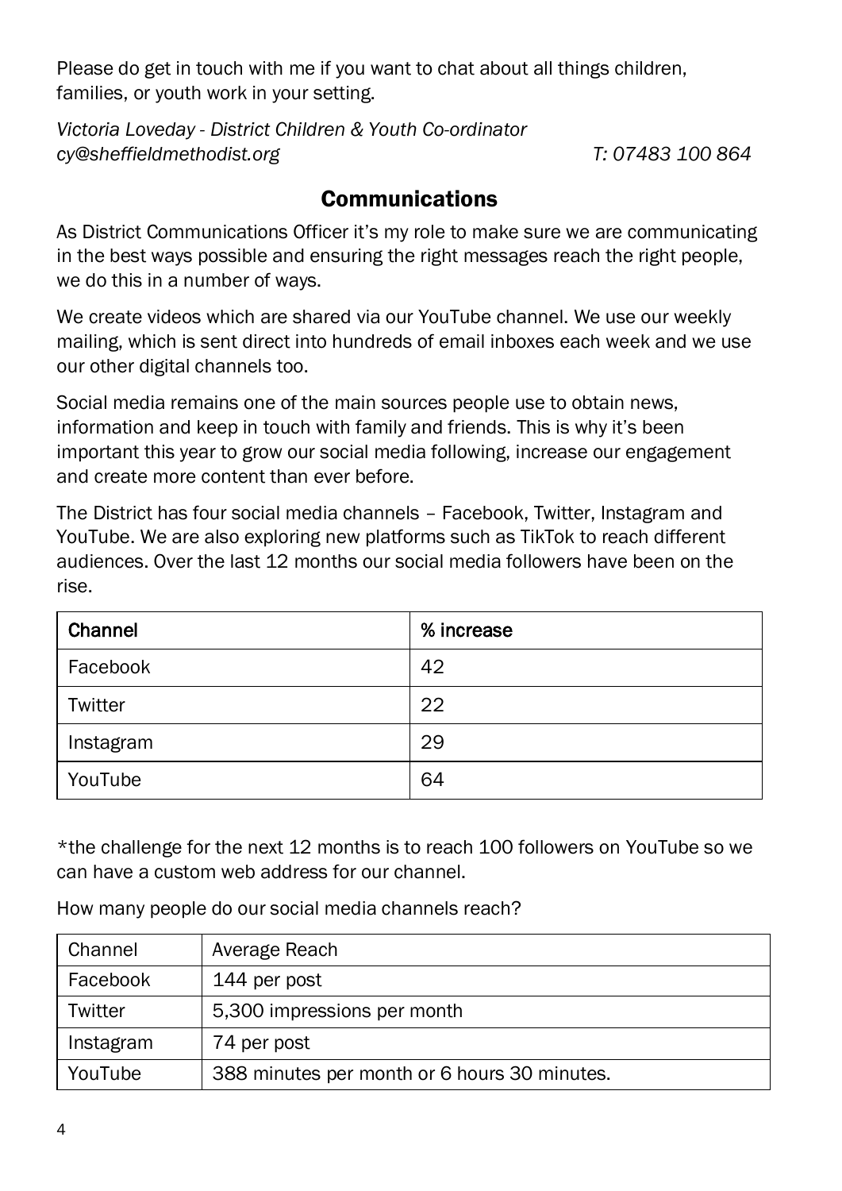Please do get in touch with me if you want to chat about all things children, families, or youth work in your setting.

*Victoria Loveday - District Children & Youth Co-ordinator*
*cy@sheffieldmethodist.org* *T: 07483 100 864*

## Communications

As District Communications Officer it's my role to make sure we are communicating in the best ways possible and ensuring the right messages reach the right people, we do this in a number of ways.

We create videos which are shared via our YouTube channel. We use our weekly mailing, which is sent direct into hundreds of email inboxes each week and we use our other digital channels too.

Social media remains one of the main sources people use to obtain news, information and keep in touch with family and friends. This is why it's been important this year to grow our social media following, increase our engagement and create more content than ever before.

The District has four social media channels – Facebook, Twitter, Instagram and YouTube. We are also exploring new platforms such as TikTok to reach different audiences. Over the last 12 months our social media followers have been on the rise.

| Channel | % increase |
|---|---|
| Facebook | 42 |
| Twitter | 22 |
| Instagram | 29 |
| YouTube | 64 |

*the challenge for the next 12 months is to reach 100 followers on YouTube so we can have a custom web address for our channel.

How many people do our social media channels reach?

| Channel | Average Reach |
|---|---|
| Facebook | 144 per post |
| Twitter | 5,300 impressions per month |
| Instagram | 74 per post |
| YouTube | 388 minutes per month or 6 hours 30 minutes. |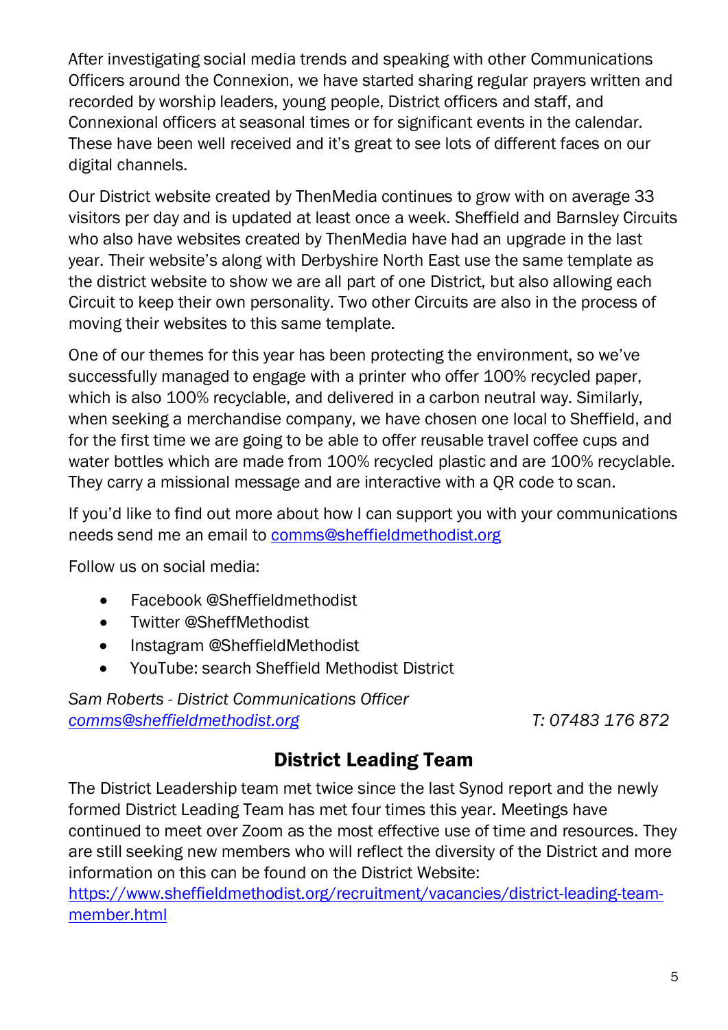After investigating social media trends and speaking with other Communications Officers around the Connexion, we have started sharing regular prayers written and recorded by worship leaders, young people, District officers and staff, and Connexional officers at seasonal times or for significant events in the calendar. These have been well received and it's great to see lots of different faces on our digital channels.

Our District website created by ThenMedia continues to grow with on average 33 visitors per day and is updated at least once a week. Sheffield and Barnsley Circuits who also have websites created by ThenMedia have had an upgrade in the last year. Their website's along with Derbyshire North East use the same template as the district website to show we are all part of one District, but also allowing each Circuit to keep their own personality. Two other Circuits are also in the process of moving their websites to this same template.

One of our themes for this year has been protecting the environment, so we've successfully managed to engage with a printer who offer 100% recycled paper, which is also 100% recyclable, and delivered in a carbon neutral way. Similarly, when seeking a merchandise company, we have chosen one local to Sheffield, and for the first time we are going to be able to offer reusable travel coffee cups and water bottles which are made from 100% recycled plastic and are 100% recyclable. They carry a missional message and are interactive with a QR code to scan.

If you'd like to find out more about how I can support you with your communications needs send me an email to [comms@sheffieldmethodist.org](mailto:comms@sheffieldmethodist.org)

Follow us on social media:

- Facebook @Sheffieldmethodist
- Twitter @SheffMethodist
- Instagram @SheffieldMethodist
- YouTube: search Sheffield Methodist District

*Sam Roberts - District Communications Officer*
*[comms@sheffieldmethodist.org](mailto:comms@sheffieldmethodist.org)* *T: 07483 176 872*

## District Leading Team

The District Leadership team met twice since the last Synod report and the newly formed District Leading Team has met four times this year. Meetings have continued to meet over Zoom as the most effective use of time and resources. They are still seeking new members who will reflect the diversity of the District and more information on this can be found on the District Website:
[https://www.sheffieldmethodist.org/recruitment/vacancies/district-leading-team-member.html](https://www.sheffieldmethodist.org/recruitment/vacancies/district-leading-team-member.html)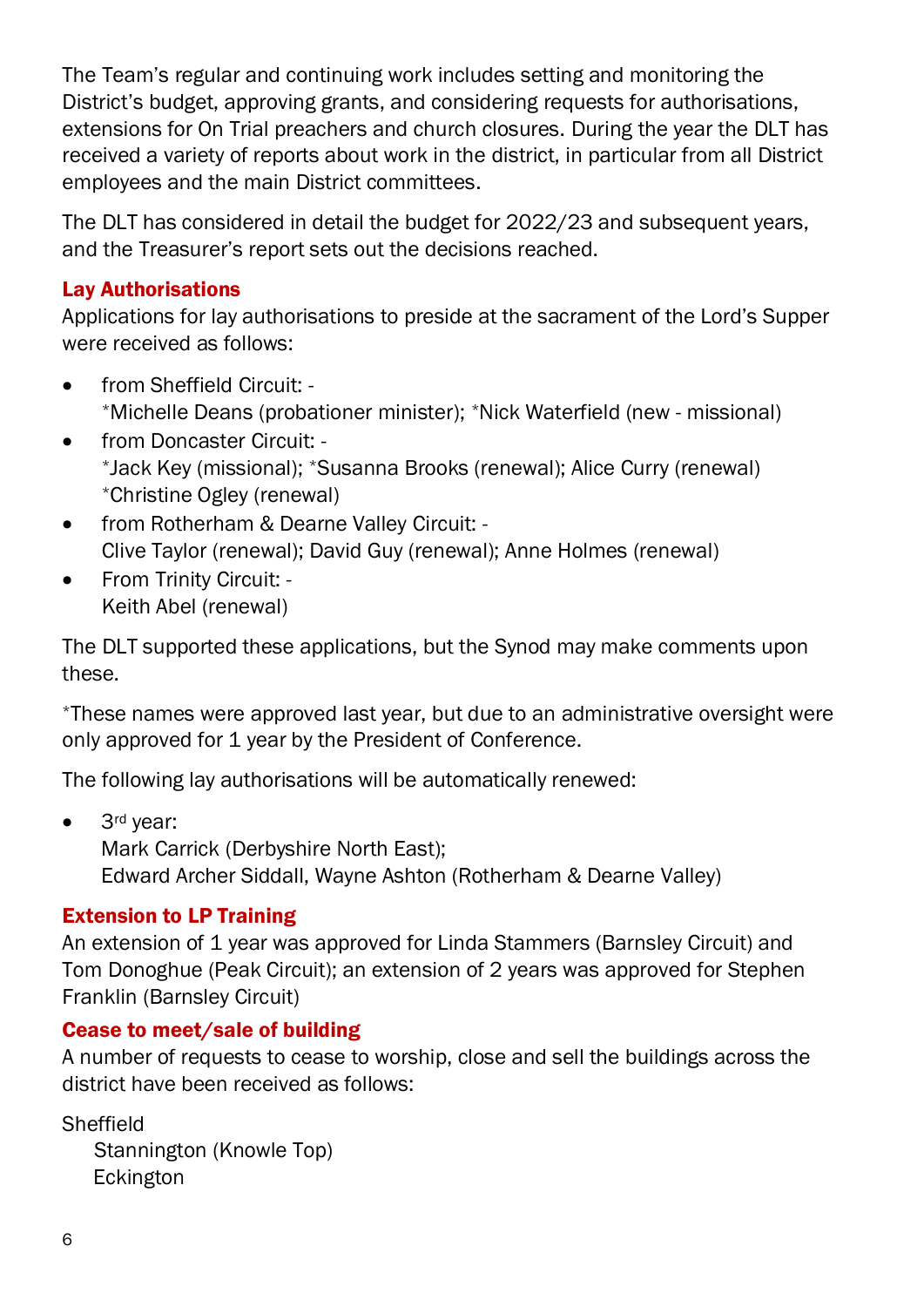The Team's regular and continuing work includes setting and monitoring the District's budget, approving grants, and considering requests for authorisations, extensions for On Trial preachers and church closures. During the year the DLT has received a variety of reports about work in the district, in particular from all District employees and the main District committees.

The DLT has considered in detail the budget for 2022/23 and subsequent years, and the Treasurer's report sets out the decisions reached.

### Lay Authorisations

Applications for lay authorisations to preside at the sacrament of the Lord's Supper were received as follows:

- from Sheffield Circuit: -
  *Michelle Deans (probationer minister); *Nick Waterfield (new - missional)
- from Doncaster Circuit: -
  *Jack Key (missional); *Susanna Brooks (renewal); Alice Curry (renewal)
  *Christine Ogley (renewal)
- from Rotherham & Dearne Valley Circuit: -
  Clive Taylor (renewal); David Guy (renewal); Anne Holmes (renewal)
- From Trinity Circuit: -
  Keith Abel (renewal)

The DLT supported these applications, but the Synod may make comments upon these.

*These names were approved last year, but due to an administrative oversight were only approved for 1 year by the President of Conference.

The following lay authorisations will be automatically renewed:

- 3rd year:
  Mark Carrick (Derbyshire North East);
  Edward Archer Siddall, Wayne Ashton (Rotherham & Dearne Valley)

### Extension to LP Training

An extension of 1 year was approved for Linda Stammers (Barnsley Circuit) and Tom Donoghue (Peak Circuit); an extension of 2 years was approved for Stephen Franklin (Barnsley Circuit)

### Cease to meet/sale of building

A number of requests to cease to worship, close and sell the buildings across the district have been received as follows:

Sheffield
- Stannington (Knowle Top)
- Eckington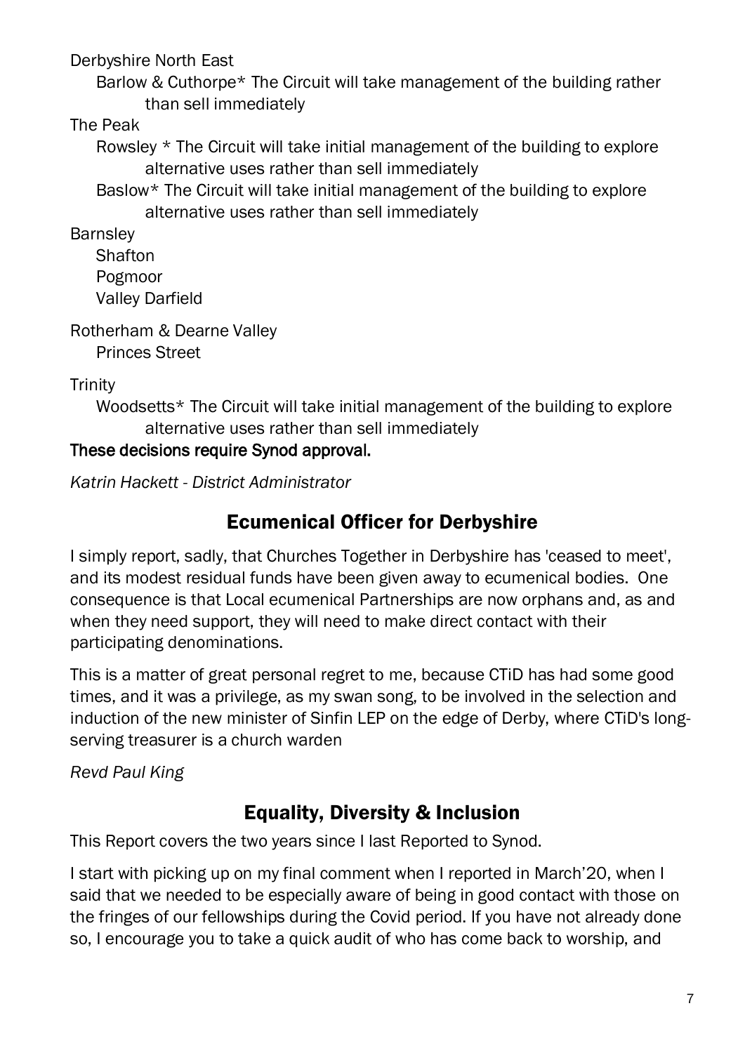Derbyshire North East

Barlow & Cuthorpe* The Circuit will take management of the building rather than sell immediately

The Peak

Rowsley * The Circuit will take initial management of the building to explore alternative uses rather than sell immediately

Baslow* The Circuit will take initial management of the building to explore alternative uses rather than sell immediately

Barnsley

Shafton

Pogmoor

Valley Darfield

Rotherham & Dearne Valley

Princes Street

Trinity

Woodsetts* The Circuit will take initial management of the building to explore alternative uses rather than sell immediately

**These decisions require Synod approval.**

*Katrin Hackett - District Administrator*

## Ecumenical Officer for Derbyshire

I simply report, sadly, that Churches Together in Derbyshire has 'ceased to meet', and its modest residual funds have been given away to ecumenical bodies. One consequence is that Local ecumenical Partnerships are now orphans and, as and when they need support, they will need to make direct contact with their participating denominations.

This is a matter of great personal regret to me, because CTiD has had some good times, and it was a privilege, as my swan song, to be involved in the selection and induction of the new minister of Sinfin LEP on the edge of Derby, where CTiD's long-serving treasurer is a church warden

*Revd Paul King*

## Equality, Diversity & Inclusion

This Report covers the two years since I last Reported to Synod.

I start with picking up on my final comment when I reported in March'20, when I said that we needed to be especially aware of being in good contact with those on the fringes of our fellowships during the Covid period. If you have not already done so, I encourage you to take a quick audit of who has come back to worship, and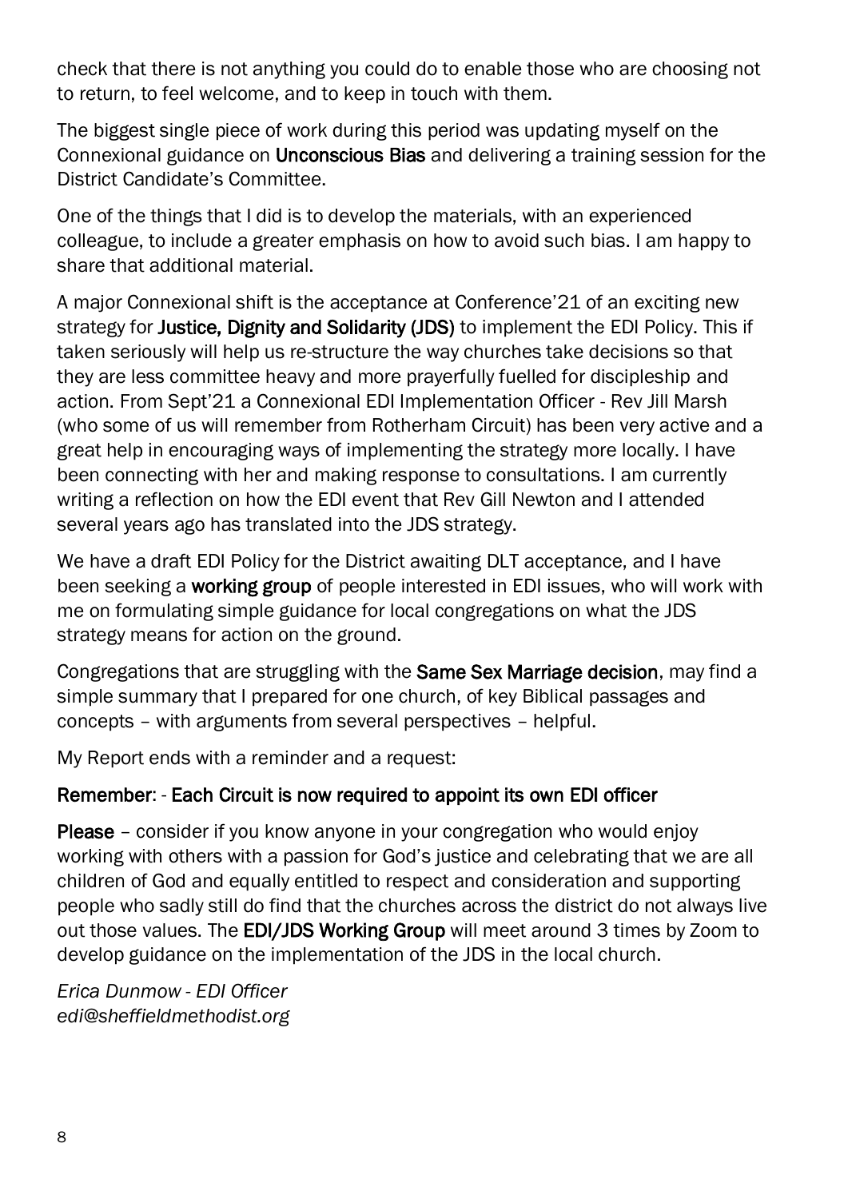check that there is not anything you could do to enable those who are choosing not to return, to feel welcome, and to keep in touch with them.

The biggest single piece of work during this period was updating myself on the Connexional guidance on **Unconscious Bias** and delivering a training session for the District Candidate's Committee.

One of the things that I did is to develop the materials, with an experienced colleague, to include a greater emphasis on how to avoid such bias. I am happy to share that additional material.

A major Connexional shift is the acceptance at Conference'21 of an exciting new strategy for **Justice, Dignity and Solidarity (JDS)** to implement the EDI Policy. This if taken seriously will help us re-structure the way churches take decisions so that they are less committee heavy and more prayerfully fuelled for discipleship and action. From Sept'21 a Connexional EDI Implementation Officer - Rev Jill Marsh (who some of us will remember from Rotherham Circuit) has been very active and a great help in encouraging ways of implementing the strategy more locally. I have been connecting with her and making response to consultations. I am currently writing a reflection on how the EDI event that Rev Gill Newton and I attended several years ago has translated into the JDS strategy.

We have a draft EDI Policy for the District awaiting DLT acceptance, and I have been seeking a **working group** of people interested in EDI issues, who will work with me on formulating simple guidance for local congregations on what the JDS strategy means for action on the ground.

Congregations that are struggling with the **Same Sex Marriage decision**, may find a simple summary that I prepared for one church, of key Biblical passages and concepts – with arguments from several perspectives – helpful.

My Report ends with a reminder and a request:

**Remember**: - **Each Circuit is now required to appoint its own EDI officer**

**Please** – consider if you know anyone in your congregation who would enjoy working with others with a passion for God's justice and celebrating that we are all children of God and equally entitled to respect and consideration and supporting people who sadly still do find that the churches across the district do not always live out those values. The **EDI/JDS Working Group** will meet around 3 times by Zoom to develop guidance on the implementation of the JDS in the local church.

*Erica Dunmow - EDI Officer*
*edi@sheffieldmethodist.org*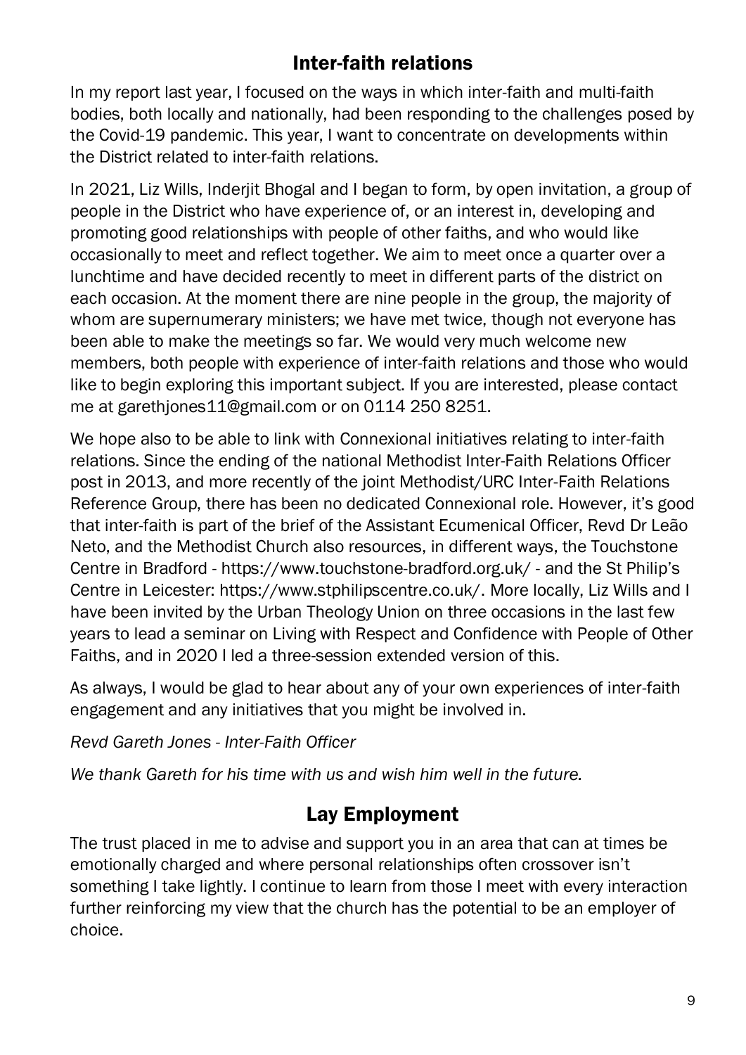## Inter-faith relations

In my report last year, I focused on the ways in which inter-faith and multi-faith bodies, both locally and nationally, had been responding to the challenges posed by the Covid-19 pandemic. This year, I want to concentrate on developments within the District related to inter-faith relations.

In 2021, Liz Wills, Inderjit Bhogal and I began to form, by open invitation, a group of people in the District who have experience of, or an interest in, developing and promoting good relationships with people of other faiths, and who would like occasionally to meet and reflect together. We aim to meet once a quarter over a lunchtime and have decided recently to meet in different parts of the district on each occasion. At the moment there are nine people in the group, the majority of whom are supernumerary ministers; we have met twice, though not everyone has been able to make the meetings so far. We would very much welcome new members, both people with experience of inter-faith relations and those who would like to begin exploring this important subject. If you are interested, please contact me at garethjones11@gmail.com or on 0114 250 8251.

We hope also to be able to link with Connexional initiatives relating to inter-faith relations. Since the ending of the national Methodist Inter-Faith Relations Officer post in 2013, and more recently of the joint Methodist/URC Inter-Faith Relations Reference Group, there has been no dedicated Connexional role. However, it's good that inter-faith is part of the brief of the Assistant Ecumenical Officer, Revd Dr Leão Neto, and the Methodist Church also resources, in different ways, the Touchstone Centre in Bradford - https://www.touchstone-bradford.org.uk/ - and the St Philip's Centre in Leicester: https://www.stphilipscentre.co.uk/. More locally, Liz Wills and I have been invited by the Urban Theology Union on three occasions in the last few years to lead a seminar on Living with Respect and Confidence with People of Other Faiths, and in 2020 I led a three-session extended version of this.

As always, I would be glad to hear about any of your own experiences of inter-faith engagement and any initiatives that you might be involved in.

*Revd Gareth Jones - Inter-Faith Officer*

*We thank Gareth for his time with us and wish him well in the future.*

## Lay Employment

The trust placed in me to advise and support you in an area that can at times be emotionally charged and where personal relationships often crossover isn't something I take lightly. I continue to learn from those I meet with every interaction further reinforcing my view that the church has the potential to be an employer of choice.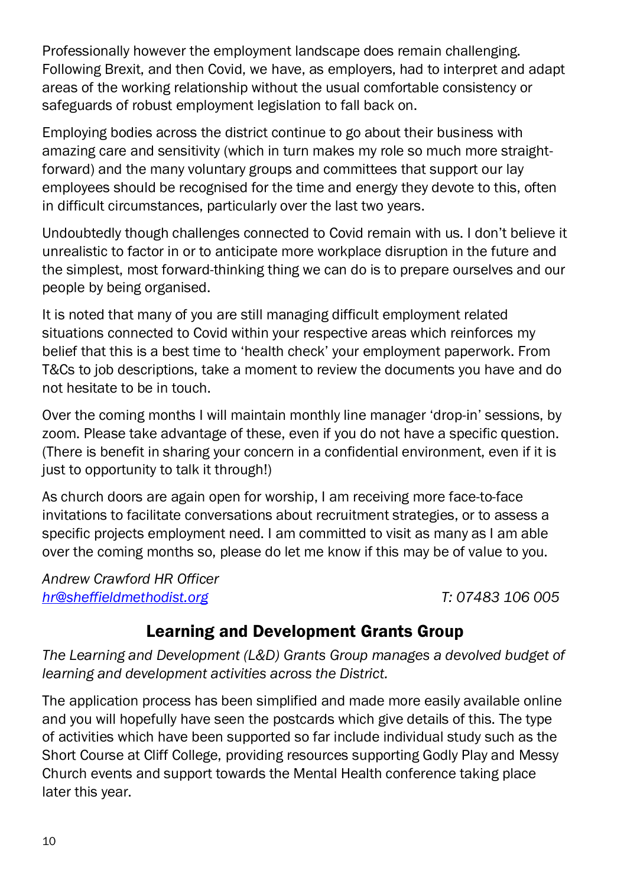Professionally however the employment landscape does remain challenging. Following Brexit, and then Covid, we have, as employers, had to interpret and adapt areas of the working relationship without the usual comfortable consistency or safeguards of robust employment legislation to fall back on.

Employing bodies across the district continue to go about their business with amazing care and sensitivity (which in turn makes my role so much more straight-forward) and the many voluntary groups and committees that support our lay employees should be recognised for the time and energy they devote to this, often in difficult circumstances, particularly over the last two years.

Undoubtedly though challenges connected to Covid remain with us. I don't believe it unrealistic to factor in or to anticipate more workplace disruption in the future and the simplest, most forward-thinking thing we can do is to prepare ourselves and our people by being organised.

It is noted that many of you are still managing difficult employment related situations connected to Covid within your respective areas which reinforces my belief that this is a best time to 'health check' your employment paperwork. From T&Cs to job descriptions, take a moment to review the documents you have and do not hesitate to be in touch.

Over the coming months I will maintain monthly line manager 'drop-in' sessions, by zoom. Please take advantage of these, even if you do not have a specific question. (There is benefit in sharing your concern in a confidential environment, even if it is just to opportunity to talk it through!)

As church doors are again open for worship, I am receiving more face-to-face invitations to facilitate conversations about recruitment strategies, or to assess a specific projects employment need. I am committed to visit as many as I am able over the coming months so, please do let me know if this may be of value to you.

*Andrew Crawford HR Officer*
*hr@sheffieldmethodist.org* *T: 07483 106 005*

## Learning and Development Grants Group

*The Learning and Development (L&D) Grants Group manages a devolved budget of learning and development activities across the District.*

The application process has been simplified and made more easily available online and you will hopefully have seen the postcards which give details of this. The type of activities which have been supported so far include individual study such as the Short Course at Cliff College, providing resources supporting Godly Play and Messy Church events and support towards the Mental Health conference taking place later this year.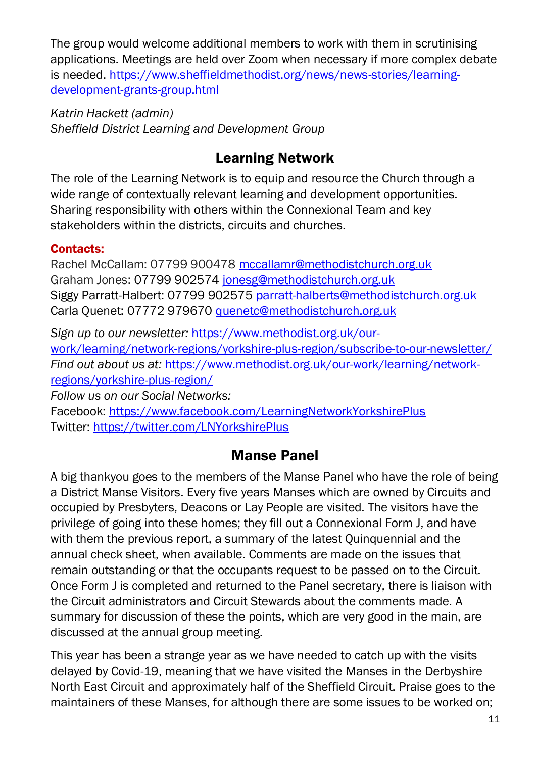The group would welcome additional members to work with them in scrutinising applications. Meetings are held over Zoom when necessary if more complex debate is needed. https://www.sheffieldmethodist.org/news/news-stories/learning-development-grants-group.html

*Katrin Hackett (admin)*
*Sheffield District Learning and Development Group*

## Learning Network

The role of the Learning Network is to equip and resource the Church through a wide range of contextually relevant learning and development opportunities. Sharing responsibility with others within the Connexional Team and key stakeholders within the districts, circuits and churches.

**Contacts:**
Rachel McCallam: 07799 900478 mccallamr@methodistchurch.org.uk
Graham Jones: 07799 902574 jonesg@methodistchurch.org.uk
Siggy Parratt-Halbert: 07799 902575 parratt-halberts@methodistchurch.org.uk
Carla Quenet: 07772 979670 quenetc@methodistchurch.org.uk

*Sign up to our newsletter:* https://www.methodist.org.uk/our-work/learning/network-regions/yorkshire-plus-region/subscribe-to-our-newsletter/
*Find out about us at:* https://www.methodist.org.uk/our-work/learning/network-regions/yorkshire-plus-region/
*Follow us on our Social Networks:*
Facebook: https://www.facebook.com/LearningNetworkYorkshirePlus
Twitter: https://twitter.com/LNYorkshirePlus

## Manse Panel

A big thankyou goes to the members of the Manse Panel who have the role of being a District Manse Visitors. Every five years Manses which are owned by Circuits and occupied by Presbyters, Deacons or Lay People are visited. The visitors have the privilege of going into these homes; they fill out a Connexional Form J, and have with them the previous report, a summary of the latest Quinquennial and the annual check sheet, when available. Comments are made on the issues that remain outstanding or that the occupants request to be passed on to the Circuit. Once Form J is completed and returned to the Panel secretary, there is liaison with the Circuit administrators and Circuit Stewards about the comments made. A summary for discussion of these the points, which are very good in the main, are discussed at the annual group meeting.

This year has been a strange year as we have needed to catch up with the visits delayed by Covid-19, meaning that we have visited the Manses in the Derbyshire North East Circuit and approximately half of the Sheffield Circuit. Praise goes to the maintainers of these Manses, for although there are some issues to be worked on;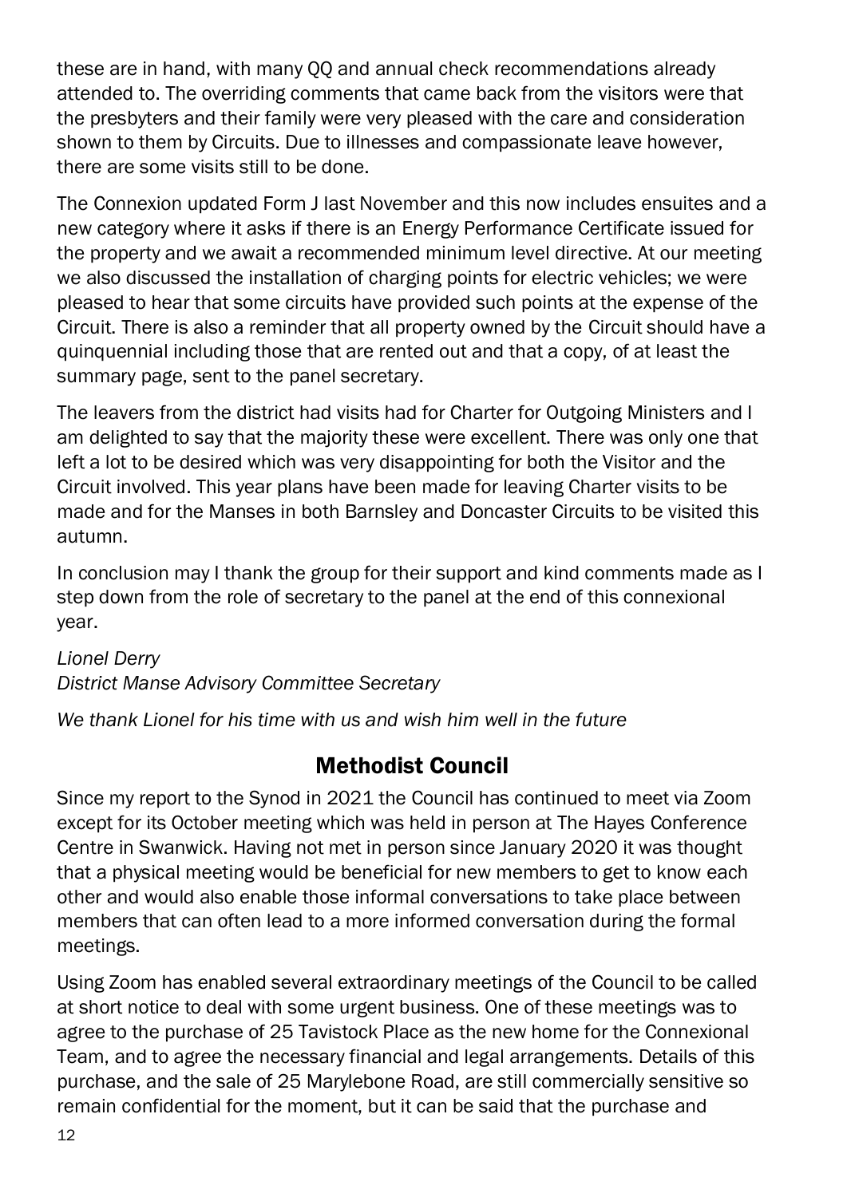these are in hand, with many QQ and annual check recommendations already attended to. The overriding comments that came back from the visitors were that the presbyters and their family were very pleased with the care and consideration shown to them by Circuits. Due to illnesses and compassionate leave however, there are some visits still to be done.

The Connexion updated Form J last November and this now includes ensuites and a new category where it asks if there is an Energy Performance Certificate issued for the property and we await a recommended minimum level directive. At our meeting we also discussed the installation of charging points for electric vehicles; we were pleased to hear that some circuits have provided such points at the expense of the Circuit. There is also a reminder that all property owned by the Circuit should have a quinquennial including those that are rented out and that a copy, of at least the summary page, sent to the panel secretary.

The leavers from the district had visits had for Charter for Outgoing Ministers and I am delighted to say that the majority these were excellent. There was only one that left a lot to be desired which was very disappointing for both the Visitor and the Circuit involved. This year plans have been made for leaving Charter visits to be made and for the Manses in both Barnsley and Doncaster Circuits to be visited this autumn.

In conclusion may I thank the group for their support and kind comments made as I step down from the role of secretary to the panel at the end of this connexional year.

*Lionel Derry*
*District Manse Advisory Committee Secretary*

*We thank Lionel for his time with us and wish him well in the future*

## Methodist Council

Since my report to the Synod in 2021 the Council has continued to meet via Zoom except for its October meeting which was held in person at The Hayes Conference Centre in Swanwick. Having not met in person since January 2020 it was thought that a physical meeting would be beneficial for new members to get to know each other and would also enable those informal conversations to take place between members that can often lead to a more informed conversation during the formal meetings.

Using Zoom has enabled several extraordinary meetings of the Council to be called at short notice to deal with some urgent business. One of these meetings was to agree to the purchase of 25 Tavistock Place as the new home for the Connexional Team, and to agree the necessary financial and legal arrangements. Details of this purchase, and the sale of 25 Marylebone Road, are still commercially sensitive so remain confidential for the moment, but it can be said that the purchase and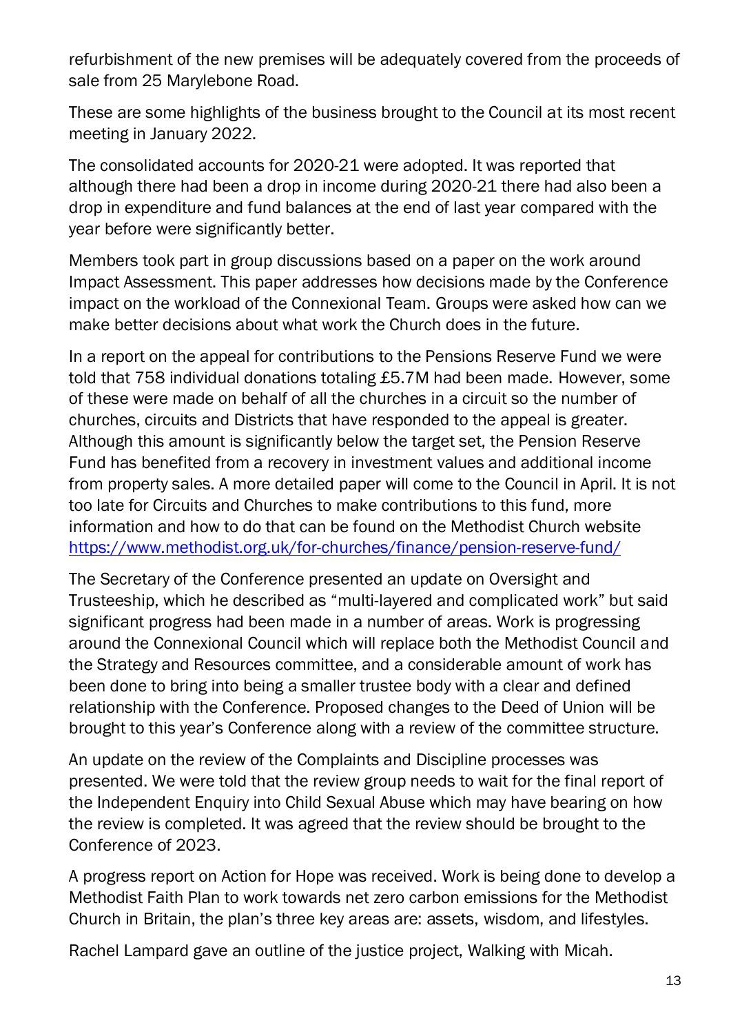refurbishment of the new premises will be adequately covered from the proceeds of sale from 25 Marylebone Road.

These are some highlights of the business brought to the Council at its most recent meeting in January 2022.

The consolidated accounts for 2020-21 were adopted. It was reported that although there had been a drop in income during 2020-21 there had also been a drop in expenditure and fund balances at the end of last year compared with the year before were significantly better.

Members took part in group discussions based on a paper on the work around Impact Assessment. This paper addresses how decisions made by the Conference impact on the workload of the Connexional Team. Groups were asked how can we make better decisions about what work the Church does in the future.

In a report on the appeal for contributions to the Pensions Reserve Fund we were told that 758 individual donations totaling £5.7M had been made. However, some of these were made on behalf of all the churches in a circuit so the number of churches, circuits and Districts that have responded to the appeal is greater. Although this amount is significantly below the target set, the Pension Reserve Fund has benefited from a recovery in investment values and additional income from property sales. A more detailed paper will come to the Council in April. It is not too late for Circuits and Churches to make contributions to this fund, more information and how to do that can be found on the Methodist Church website https://www.methodist.org.uk/for-churches/finance/pension-reserve-fund/

The Secretary of the Conference presented an update on Oversight and Trusteeship, which he described as "multi-layered and complicated work" but said significant progress had been made in a number of areas. Work is progressing around the Connexional Council which will replace both the Methodist Council and the Strategy and Resources committee, and a considerable amount of work has been done to bring into being a smaller trustee body with a clear and defined relationship with the Conference. Proposed changes to the Deed of Union will be brought to this year's Conference along with a review of the committee structure.

An update on the review of the Complaints and Discipline processes was presented. We were told that the review group needs to wait for the final report of the Independent Enquiry into Child Sexual Abuse which may have bearing on how the review is completed. It was agreed that the review should be brought to the Conference of 2023.

A progress report on Action for Hope was received. Work is being done to develop a Methodist Faith Plan to work towards net zero carbon emissions for the Methodist Church in Britain, the plan's three key areas are: assets, wisdom, and lifestyles.

Rachel Lampard gave an outline of the justice project, Walking with Micah.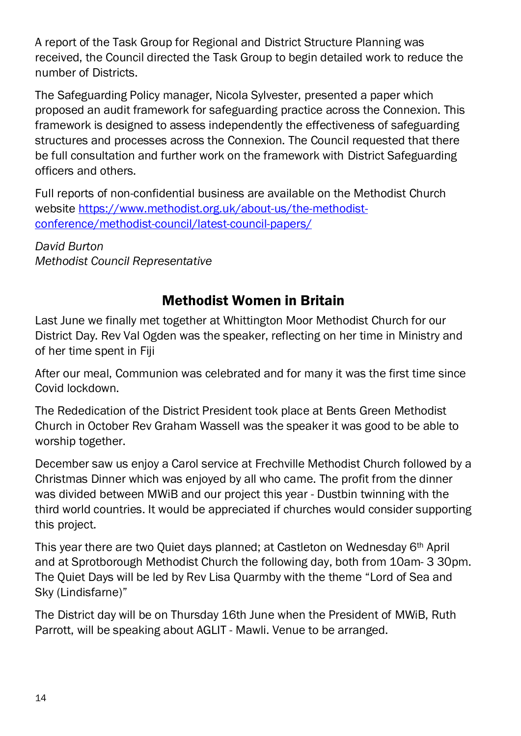A report of the Task Group for Regional and District Structure Planning was received, the Council directed the Task Group to begin detailed work to reduce the number of Districts.

The Safeguarding Policy manager, Nicola Sylvester, presented a paper which proposed an audit framework for safeguarding practice across the Connexion. This framework is designed to assess independently the effectiveness of safeguarding structures and processes across the Connexion. The Council requested that there be full consultation and further work on the framework with District Safeguarding officers and others.

Full reports of non-confidential business are available on the Methodist Church website [https://www.methodist.org.uk/about-us/the-methodist-conference/methodist-council/latest-council-papers/](https://www.methodist.org.uk/about-us/the-methodist-conference/methodist-council/latest-council-papers/)

*David Burton*
*Methodist Council Representative*

## Methodist Women in Britain

Last June we finally met together at Whittington Moor Methodist Church for our District Day. Rev Val Ogden was the speaker, reflecting on her time in Ministry and of her time spent in Fiji

After our meal, Communion was celebrated and for many it was the first time since Covid lockdown.

The Rededication of the District President took place at Bents Green Methodist Church in October Rev Graham Wassell was the speaker it was good to be able to worship together.

December saw us enjoy a Carol service at Frechville Methodist Church followed by a Christmas Dinner which was enjoyed by all who came. The profit from the dinner was divided between MWiB and our project this year - Dustbin twinning with the third world countries. It would be appreciated if churches would consider supporting this project.

This year there are two Quiet days planned; at Castleton on Wednesday 6th April and at Sprotborough Methodist Church the following day, both from 10am- 3 30pm. The Quiet Days will be led by Rev Lisa Quarmby with the theme “Lord of Sea and Sky (Lindisfarne)”

The District day will be on Thursday 16th June when the President of MWiB, Ruth Parrott, will be speaking about AGLIT - Mawli. Venue to be arranged.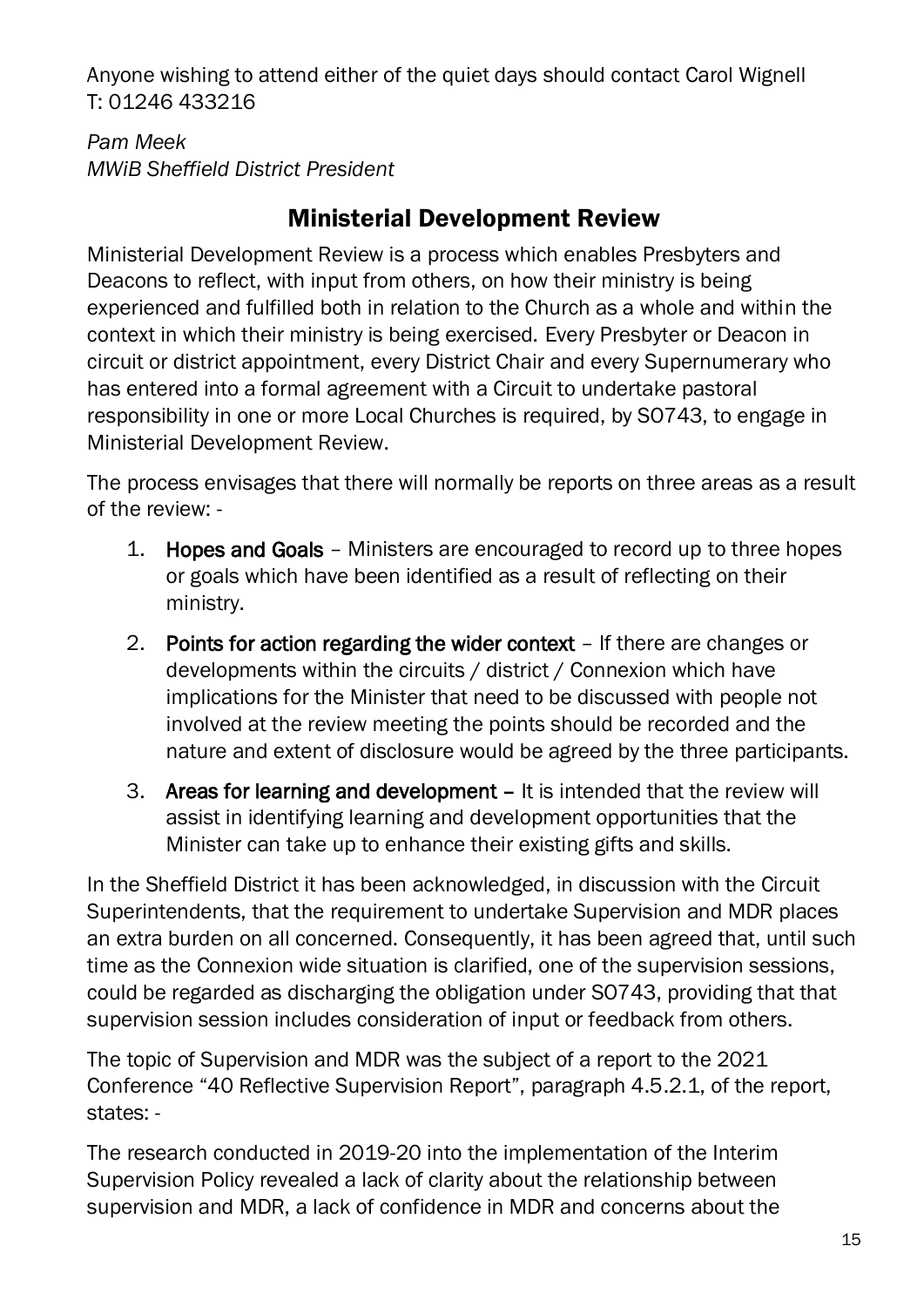Anyone wishing to attend either of the quiet days should contact Carol Wignell T: 01246 433216

*Pam Meek*
*MWiB Sheffield District President*

## Ministerial Development Review

Ministerial Development Review is a process which enables Presbyters and Deacons to reflect, with input from others, on how their ministry is being experienced and fulfilled both in relation to the Church as a whole and within the context in which their ministry is being exercised. Every Presbyter or Deacon in circuit or district appointment, every District Chair and every Supernumerary who has entered into a formal agreement with a Circuit to undertake pastoral responsibility in one or more Local Churches is required, by SO743, to engage in Ministerial Development Review.

The process envisages that there will normally be reports on three areas as a result of the review: -

1. **Hopes and Goals** – Ministers are encouraged to record up to three hopes or goals which have been identified as a result of reflecting on their ministry.
2. **Points for action regarding the wider context** – If there are changes or developments within the circuits / district / Connexion which have implications for the Minister that need to be discussed with people not involved at the review meeting the points should be recorded and the nature and extent of disclosure would be agreed by the three participants.
3. **Areas for learning and development –** It is intended that the review will assist in identifying learning and development opportunities that the Minister can take up to enhance their existing gifts and skills.

In the Sheffield District it has been acknowledged, in discussion with the Circuit Superintendents, that the requirement to undertake Supervision and MDR places an extra burden on all concerned. Consequently, it has been agreed that, until such time as the Connexion wide situation is clarified, one of the supervision sessions, could be regarded as discharging the obligation under SO743, providing that that supervision session includes consideration of input or feedback from others.

The topic of Supervision and MDR was the subject of a report to the 2021 Conference "40 Reflective Supervision Report", paragraph 4.5.2.1, of the report, states: -

The research conducted in 2019-20 into the implementation of the Interim Supervision Policy revealed a lack of clarity about the relationship between supervision and MDR, a lack of confidence in MDR and concerns about the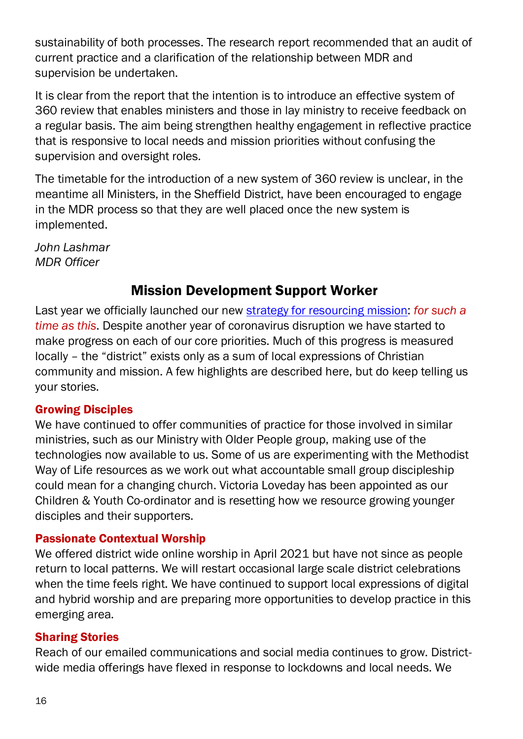sustainability of both processes. The research report recommended that an audit of current practice and a clarification of the relationship between MDR and supervision be undertaken.

It is clear from the report that the intention is to introduce an effective system of 360 review that enables ministers and those in lay ministry to receive feedback on a regular basis. The aim being strengthen healthy engagement in reflective practice that is responsive to local needs and mission priorities without confusing the supervision and oversight roles.

The timetable for the introduction of a new system of 360 review is unclear, in the meantime all Ministers, in the Sheffield District, have been encouraged to engage in the MDR process so that they are well placed once the new system is implemented.

*John Lashmar*
*MDR Officer*

## Mission Development Support Worker

Last year we officially launched our new strategy for resourcing mission: *for such a time as this*. Despite another year of coronavirus disruption we have started to make progress on each of our core priorities. Much of this progress is measured locally – the "district" exists only as a sum of local expressions of Christian community and mission. A few highlights are described here, but do keep telling us your stories.

### Growing Disciples

We have continued to offer communities of practice for those involved in similar ministries, such as our Ministry with Older People group, making use of the technologies now available to us. Some of us are experimenting with the Methodist Way of Life resources as we work out what accountable small group discipleship could mean for a changing church. Victoria Loveday has been appointed as our Children & Youth Co-ordinator and is resetting how we resource growing younger disciples and their supporters.

### Passionate Contextual Worship

We offered district wide online worship in April 2021 but have not since as people return to local patterns. We will restart occasional large scale district celebrations when the time feels right. We have continued to support local expressions of digital and hybrid worship and are preparing more opportunities to develop practice in this emerging area.

### Sharing Stories

Reach of our emailed communications and social media continues to grow. District-wide media offerings have flexed in response to lockdowns and local needs. We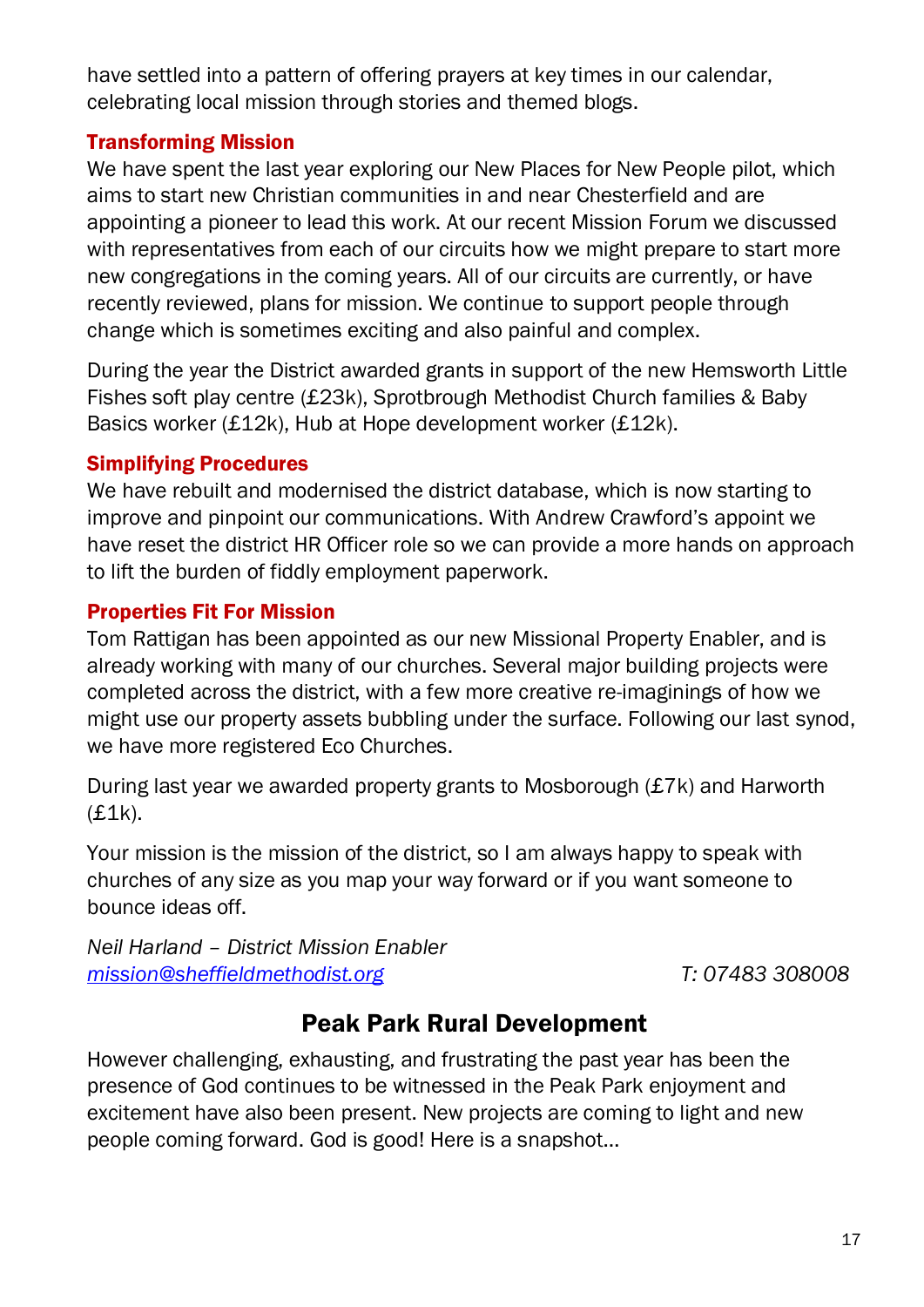have settled into a pattern of offering prayers at key times in our calendar, celebrating local mission through stories and themed blogs.

### Transforming Mission

We have spent the last year exploring our New Places for New People pilot, which aims to start new Christian communities in and near Chesterfield and are appointing a pioneer to lead this work. At our recent Mission Forum we discussed with representatives from each of our circuits how we might prepare to start more new congregations in the coming years. All of our circuits are currently, or have recently reviewed, plans for mission. We continue to support people through change which is sometimes exciting and also painful and complex.

During the year the District awarded grants in support of the new Hemsworth Little Fishes soft play centre (£23k), Sprotbrough Methodist Church families & Baby Basics worker (£12k), Hub at Hope development worker (£12k).

### Simplifying Procedures

We have rebuilt and modernised the district database, which is now starting to improve and pinpoint our communications. With Andrew Crawford's appoint we have reset the district HR Officer role so we can provide a more hands on approach to lift the burden of fiddly employment paperwork.

### Properties Fit For Mission

Tom Rattigan has been appointed as our new Missional Property Enabler, and is already working with many of our churches. Several major building projects were completed across the district, with a few more creative re-imaginings of how we might use our property assets bubbling under the surface. Following our last synod, we have more registered Eco Churches.

During last year we awarded property grants to Mosborough (£7k) and Harworth (£1k).

Your mission is the mission of the district, so I am always happy to speak with churches of any size as you map your way forward or if you want someone to bounce ideas off.

*Neil Harland – District Mission Enabler*
*mission@sheffieldmethodist.org* *T: 07483 308008*

## Peak Park Rural Development

However challenging, exhausting, and frustrating the past year has been the presence of God continues to be witnessed in the Peak Park enjoyment and excitement have also been present. New projects are coming to light and new people coming forward. God is good! Here is a snapshot…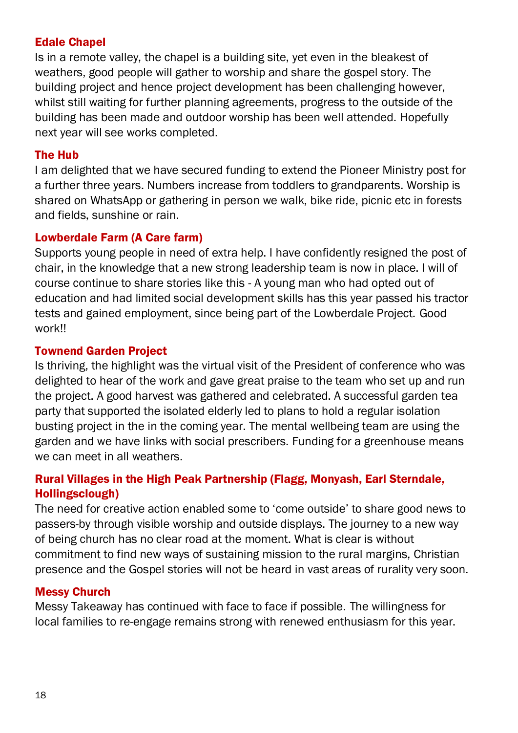### Edale Chapel

Is in a remote valley, the chapel is a building site, yet even in the bleakest of weathers, good people will gather to worship and share the gospel story. The building project and hence project development has been challenging however, whilst still waiting for further planning agreements, progress to the outside of the building has been made and outdoor worship has been well attended. Hopefully next year will see works completed.

### The Hub

I am delighted that we have secured funding to extend the Pioneer Ministry post for a further three years. Numbers increase from toddlers to grandparents. Worship is shared on WhatsApp or gathering in person we walk, bike ride, picnic etc in forests and fields, sunshine or rain.

### Lowberdale Farm (A Care farm)

Supports young people in need of extra help. I have confidently resigned the post of chair, in the knowledge that a new strong leadership team is now in place. I will of course continue to share stories like this - A young man who had opted out of education and had limited social development skills has this year passed his tractor tests and gained employment, since being part of the Lowberdale Project. Good work!!

### Townend Garden Project

Is thriving, the highlight was the virtual visit of the President of conference who was delighted to hear of the work and gave great praise to the team who set up and run the project. A good harvest was gathered and celebrated. A successful garden tea party that supported the isolated elderly led to plans to hold a regular isolation busting project in the in the coming year. The mental wellbeing team are using the garden and we have links with social prescribers. Funding for a greenhouse means we can meet in all weathers.

### Rural Villages in the High Peak Partnership (Flagg, Monyash, Earl Sterndale, Hollingsclough)

The need for creative action enabled some to 'come outside' to share good news to passers-by through visible worship and outside displays. The journey to a new way of being church has no clear road at the moment. What is clear is without commitment to find new ways of sustaining mission to the rural margins, Christian presence and the Gospel stories will not be heard in vast areas of rurality very soon.

### Messy Church

Messy Takeaway has continued with face to face if possible. The willingness for local families to re-engage remains strong with renewed enthusiasm for this year.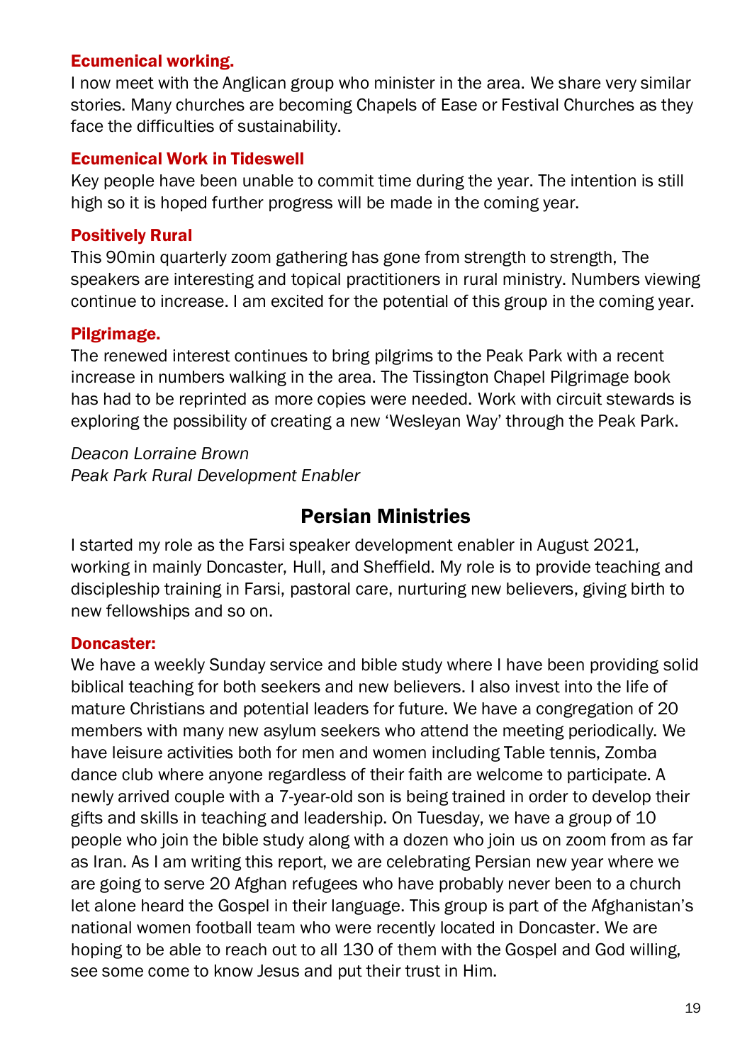### Ecumenical working.

I now meet with the Anglican group who minister in the area. We share very similar stories. Many churches are becoming Chapels of Ease or Festival Churches as they face the difficulties of sustainability.

### Ecumenical Work in Tideswell

Key people have been unable to commit time during the year. The intention is still high so it is hoped further progress will be made in the coming year.

### Positively Rural

This 90min quarterly zoom gathering has gone from strength to strength, The speakers are interesting and topical practitioners in rural ministry. Numbers viewing continue to increase. I am excited for the potential of this group in the coming year.

### Pilgrimage.

The renewed interest continues to bring pilgrims to the Peak Park with a recent increase in numbers walking in the area. The Tissington Chapel Pilgrimage book has had to be reprinted as more copies were needed. Work with circuit stewards is exploring the possibility of creating a new 'Wesleyan Way' through the Peak Park.

*Deacon Lorraine Brown*
*Peak Park Rural Development Enabler*

## Persian Ministries

I started my role as the Farsi speaker development enabler in August 2021, working in mainly Doncaster, Hull, and Sheffield. My role is to provide teaching and discipleship training in Farsi, pastoral care, nurturing new believers, giving birth to new fellowships and so on.

### Doncaster:

We have a weekly Sunday service and bible study where I have been providing solid biblical teaching for both seekers and new believers. I also invest into the life of mature Christians and potential leaders for future. We have a congregation of 20 members with many new asylum seekers who attend the meeting periodically. We have leisure activities both for men and women including Table tennis, Zomba dance club where anyone regardless of their faith are welcome to participate. A newly arrived couple with a 7-year-old son is being trained in order to develop their gifts and skills in teaching and leadership. On Tuesday, we have a group of 10 people who join the bible study along with a dozen who join us on zoom from as far as Iran. As I am writing this report, we are celebrating Persian new year where we are going to serve 20 Afghan refugees who have probably never been to a church let alone heard the Gospel in their language. This group is part of the Afghanistan's national women football team who were recently located in Doncaster. We are hoping to be able to reach out to all 130 of them with the Gospel and God willing, see some come to know Jesus and put their trust in Him.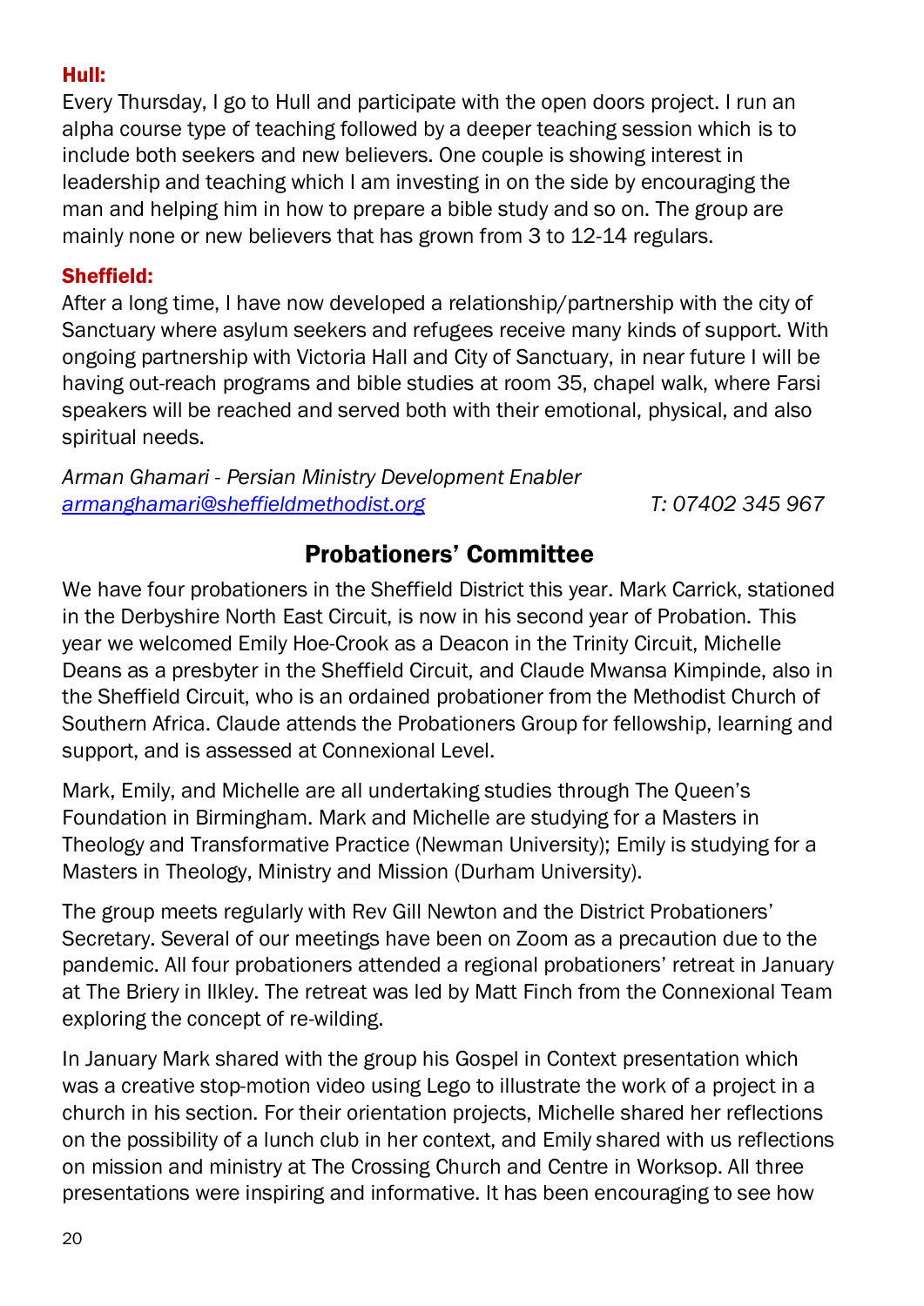### Hull:

Every Thursday, I go to Hull and participate with the open doors project. I run an alpha course type of teaching followed by a deeper teaching session which is to include both seekers and new believers. One couple is showing interest in leadership and teaching which I am investing in on the side by encouraging the man and helping him in how to prepare a bible study and so on. The group are mainly none or new believers that has grown from 3 to 12-14 regulars.

### Sheffield:

After a long time, I have now developed a relationship/partnership with the city of Sanctuary where asylum seekers and refugees receive many kinds of support. With ongoing partnership with Victoria Hall and City of Sanctuary, in near future I will be having out-reach programs and bible studies at room 35, chapel walk, where Farsi speakers will be reached and served both with their emotional, physical, and also spiritual needs.

*Arman Ghamari - Persian Ministry Development Enabler*
*armanghamari@sheffieldmethodist.org* *T: 07402 345 967*

## Probationers' Committee

We have four probationers in the Sheffield District this year. Mark Carrick, stationed in the Derbyshire North East Circuit, is now in his second year of Probation. This year we welcomed Emily Hoe-Crook as a Deacon in the Trinity Circuit, Michelle Deans as a presbyter in the Sheffield Circuit, and Claude Mwansa Kimpinde, also in the Sheffield Circuit, who is an ordained probationer from the Methodist Church of Southern Africa. Claude attends the Probationers Group for fellowship, learning and support, and is assessed at Connexional Level.

Mark, Emily, and Michelle are all undertaking studies through The Queen's Foundation in Birmingham. Mark and Michelle are studying for a Masters in Theology and Transformative Practice (Newman University); Emily is studying for a Masters in Theology, Ministry and Mission (Durham University).

The group meets regularly with Rev Gill Newton and the District Probationers' Secretary. Several of our meetings have been on Zoom as a precaution due to the pandemic. All four probationers attended a regional probationers' retreat in January at The Briery in Ilkley. The retreat was led by Matt Finch from the Connexional Team exploring the concept of re-wilding.

In January Mark shared with the group his Gospel in Context presentation which was a creative stop-motion video using Lego to illustrate the work of a project in a church in his section. For their orientation projects, Michelle shared her reflections on the possibility of a lunch club in her context, and Emily shared with us reflections on mission and ministry at The Crossing Church and Centre in Worksop. All three presentations were inspiring and informative. It has been encouraging to see how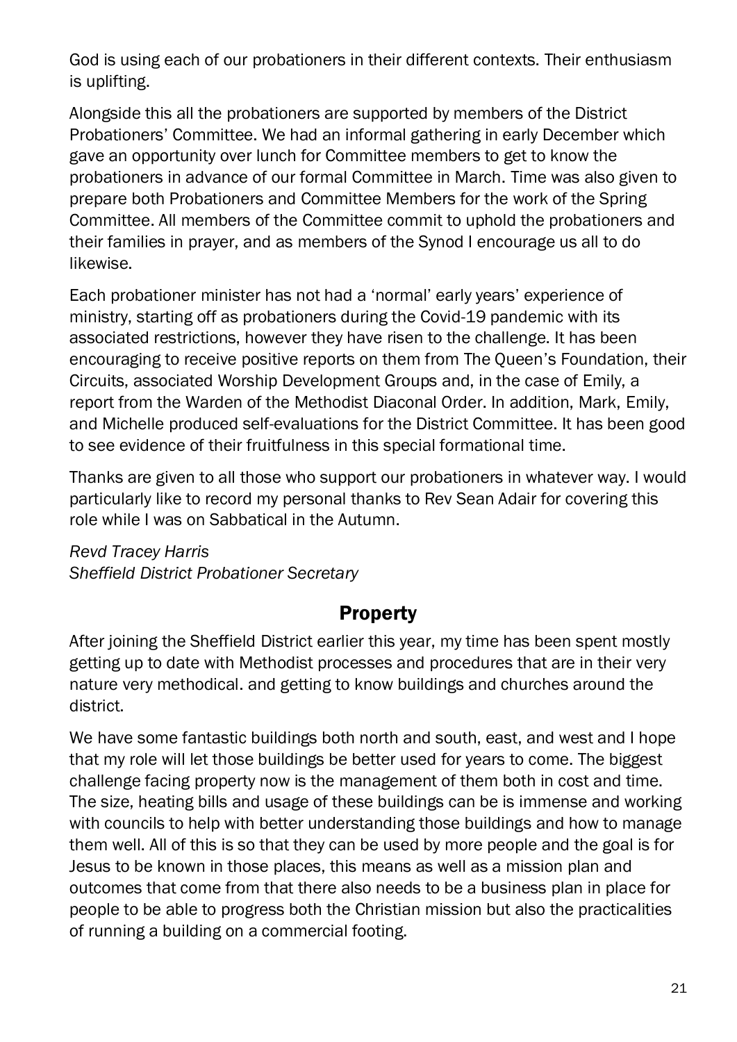God is using each of our probationers in their different contexts. Their enthusiasm is uplifting.

Alongside this all the probationers are supported by members of the District Probationers' Committee. We had an informal gathering in early December which gave an opportunity over lunch for Committee members to get to know the probationers in advance of our formal Committee in March. Time was also given to prepare both Probationers and Committee Members for the work of the Spring Committee. All members of the Committee commit to uphold the probationers and their families in prayer, and as members of the Synod I encourage us all to do likewise.

Each probationer minister has not had a 'normal' early years' experience of ministry, starting off as probationers during the Covid-19 pandemic with its associated restrictions, however they have risen to the challenge. It has been encouraging to receive positive reports on them from The Queen's Foundation, their Circuits, associated Worship Development Groups and, in the case of Emily, a report from the Warden of the Methodist Diaconal Order. In addition, Mark, Emily, and Michelle produced self-evaluations for the District Committee. It has been good to see evidence of their fruitfulness in this special formational time.

Thanks are given to all those who support our probationers in whatever way. I would particularly like to record my personal thanks to Rev Sean Adair for covering this role while I was on Sabbatical in the Autumn.

*Revd Tracey Harris*
*Sheffield District Probationer Secretary*

## Property

After joining the Sheffield District earlier this year, my time has been spent mostly getting up to date with Methodist processes and procedures that are in their very nature very methodical. and getting to know buildings and churches around the district.

We have some fantastic buildings both north and south, east, and west and I hope that my role will let those buildings be better used for years to come. The biggest challenge facing property now is the management of them both in cost and time. The size, heating bills and usage of these buildings can be is immense and working with councils to help with better understanding those buildings and how to manage them well. All of this is so that they can be used by more people and the goal is for Jesus to be known in those places, this means as well as a mission plan and outcomes that come from that there also needs to be a business plan in place for people to be able to progress both the Christian mission but also the practicalities of running a building on a commercial footing.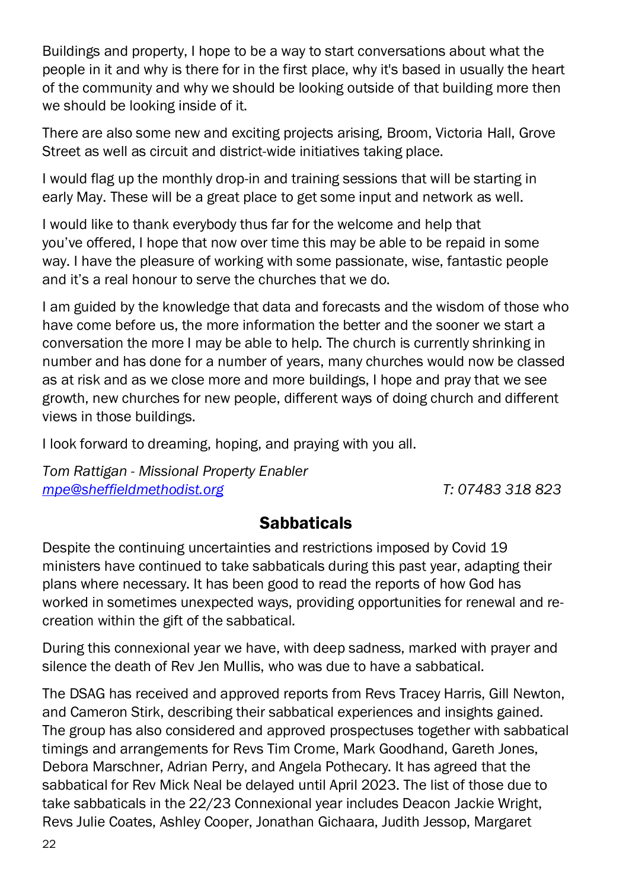Buildings and property, I hope to be a way to start conversations about what the people in it and why is there for in the first place, why it's based in usually the heart of the community and why we should be looking outside of that building more then we should be looking inside of it.

There are also some new and exciting projects arising, Broom, Victoria Hall, Grove Street as well as circuit and district-wide initiatives taking place.

I would flag up the monthly drop-in and training sessions that will be starting in early May. These will be a great place to get some input and network as well.

I would like to thank everybody thus far for the welcome and help that you've offered, I hope that now over time this may be able to be repaid in some way. I have the pleasure of working with some passionate, wise, fantastic people and it's a real honour to serve the churches that we do.

I am guided by the knowledge that data and forecasts and the wisdom of those who have come before us, the more information the better and the sooner we start a conversation the more I may be able to help. The church is currently shrinking in number and has done for a number of years, many churches would now be classed as at risk and as we close more and more buildings, I hope and pray that we see growth, new churches for new people, different ways of doing church and different views in those buildings.

I look forward to dreaming, hoping, and praying with you all.

*Tom Rattigan - Missional Property Enabler*
*mpe@sheffieldmethodist.org* *T: 07483 318 823*

## Sabbaticals

Despite the continuing uncertainties and restrictions imposed by Covid 19 ministers have continued to take sabbaticals during this past year, adapting their plans where necessary. It has been good to read the reports of how God has worked in sometimes unexpected ways, providing opportunities for renewal and re-creation within the gift of the sabbatical.

During this connexional year we have, with deep sadness, marked with prayer and silence the death of Rev Jen Mullis, who was due to have a sabbatical.

The DSAG has received and approved reports from Revs Tracey Harris, Gill Newton, and Cameron Stirk, describing their sabbatical experiences and insights gained. The group has also considered and approved prospectuses together with sabbatical timings and arrangements for Revs Tim Crome, Mark Goodhand, Gareth Jones, Debora Marschner, Adrian Perry, and Angela Pothecary. It has agreed that the sabbatical for Rev Mick Neal be delayed until April 2023. The list of those due to take sabbaticals in the 22/23 Connexional year includes Deacon Jackie Wright, Revs Julie Coates, Ashley Cooper, Jonathan Gichaara, Judith Jessop, Margaret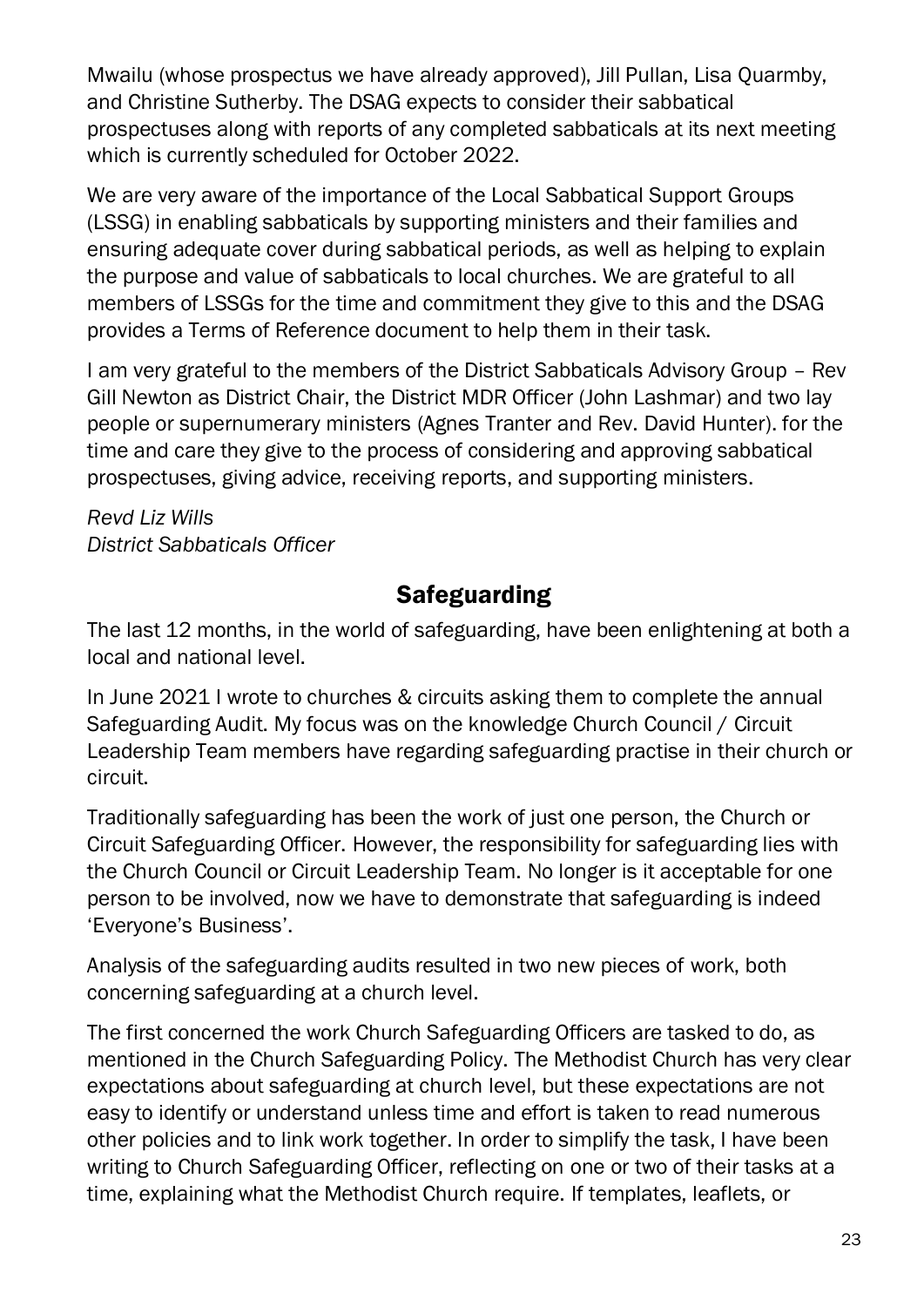Mwailu (whose prospectus we have already approved), Jill Pullan, Lisa Quarmby, and Christine Sutherby. The DSAG expects to consider their sabbatical prospectuses along with reports of any completed sabbaticals at its next meeting which is currently scheduled for October 2022.

We are very aware of the importance of the Local Sabbatical Support Groups (LSSG) in enabling sabbaticals by supporting ministers and their families and ensuring adequate cover during sabbatical periods, as well as helping to explain the purpose and value of sabbaticals to local churches. We are grateful to all members of LSSGs for the time and commitment they give to this and the DSAG provides a Terms of Reference document to help them in their task.

I am very grateful to the members of the District Sabbaticals Advisory Group – Rev Gill Newton as District Chair, the District MDR Officer (John Lashmar) and two lay people or supernumerary ministers (Agnes Tranter and Rev. David Hunter). for the time and care they give to the process of considering and approving sabbatical prospectuses, giving advice, receiving reports, and supporting ministers.

*Revd Liz Wills*
*District Sabbaticals Officer*

## Safeguarding

The last 12 months, in the world of safeguarding, have been enlightening at both a local and national level.

In June 2021 I wrote to churches & circuits asking them to complete the annual Safeguarding Audit. My focus was on the knowledge Church Council / Circuit Leadership Team members have regarding safeguarding practise in their church or circuit.

Traditionally safeguarding has been the work of just one person, the Church or Circuit Safeguarding Officer. However, the responsibility for safeguarding lies with the Church Council or Circuit Leadership Team. No longer is it acceptable for one person to be involved, now we have to demonstrate that safeguarding is indeed 'Everyone's Business'.

Analysis of the safeguarding audits resulted in two new pieces of work, both concerning safeguarding at a church level.

The first concerned the work Church Safeguarding Officers are tasked to do, as mentioned in the Church Safeguarding Policy. The Methodist Church has very clear expectations about safeguarding at church level, but these expectations are not easy to identify or understand unless time and effort is taken to read numerous other policies and to link work together. In order to simplify the task, I have been writing to Church Safeguarding Officer, reflecting on one or two of their tasks at a time, explaining what the Methodist Church require. If templates, leaflets, or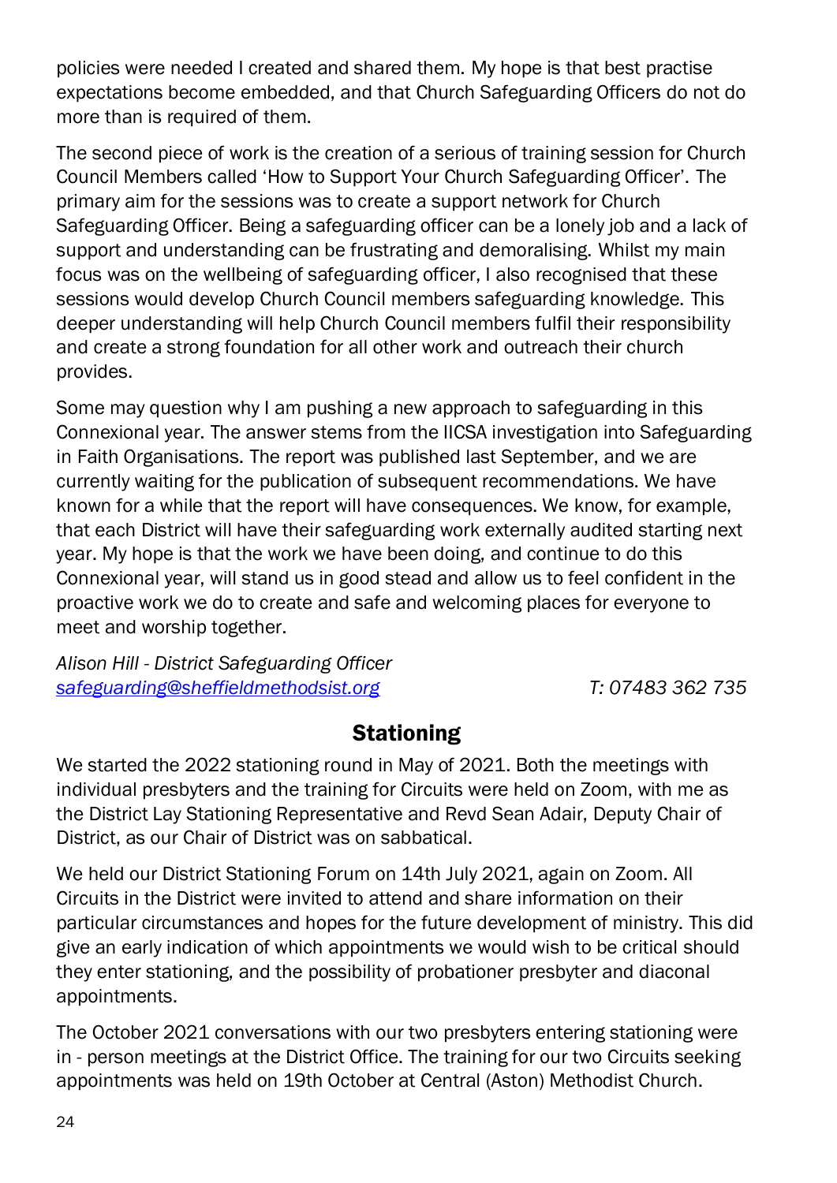policies were needed I created and shared them. My hope is that best practise expectations become embedded, and that Church Safeguarding Officers do not do more than is required of them.

The second piece of work is the creation of a serious of training session for Church Council Members called 'How to Support Your Church Safeguarding Officer'. The primary aim for the sessions was to create a support network for Church Safeguarding Officer. Being a safeguarding officer can be a lonely job and a lack of support and understanding can be frustrating and demoralising. Whilst my main focus was on the wellbeing of safeguarding officer, I also recognised that these sessions would develop Church Council members safeguarding knowledge. This deeper understanding will help Church Council members fulfil their responsibility and create a strong foundation for all other work and outreach their church provides.

Some may question why I am pushing a new approach to safeguarding in this Connexional year. The answer stems from the IICSA investigation into Safeguarding in Faith Organisations. The report was published last September, and we are currently waiting for the publication of subsequent recommendations. We have known for a while that the report will have consequences. We know, for example, that each District will have their safeguarding work externally audited starting next year. My hope is that the work we have been doing, and continue to do this Connexional year, will stand us in good stead and allow us to feel confident in the proactive work we do to create and safe and welcoming places for everyone to meet and worship together.

*Alison Hill - District Safeguarding Officer*
*safeguarding@sheffieldmethodsist.org* *T: 07483 362 735*

## Stationing

We started the 2022 stationing round in May of 2021. Both the meetings with individual presbyters and the training for Circuits were held on Zoom, with me as the District Lay Stationing Representative and Revd Sean Adair, Deputy Chair of District, as our Chair of District was on sabbatical.

We held our District Stationing Forum on 14th July 2021, again on Zoom. All Circuits in the District were invited to attend and share information on their particular circumstances and hopes for the future development of ministry. This did give an early indication of which appointments we would wish to be critical should they enter stationing, and the possibility of probationer presbyter and diaconal appointments.

The October 2021 conversations with our two presbyters entering stationing were in - person meetings at the District Office. The training for our two Circuits seeking appointments was held on 19th October at Central (Aston) Methodist Church.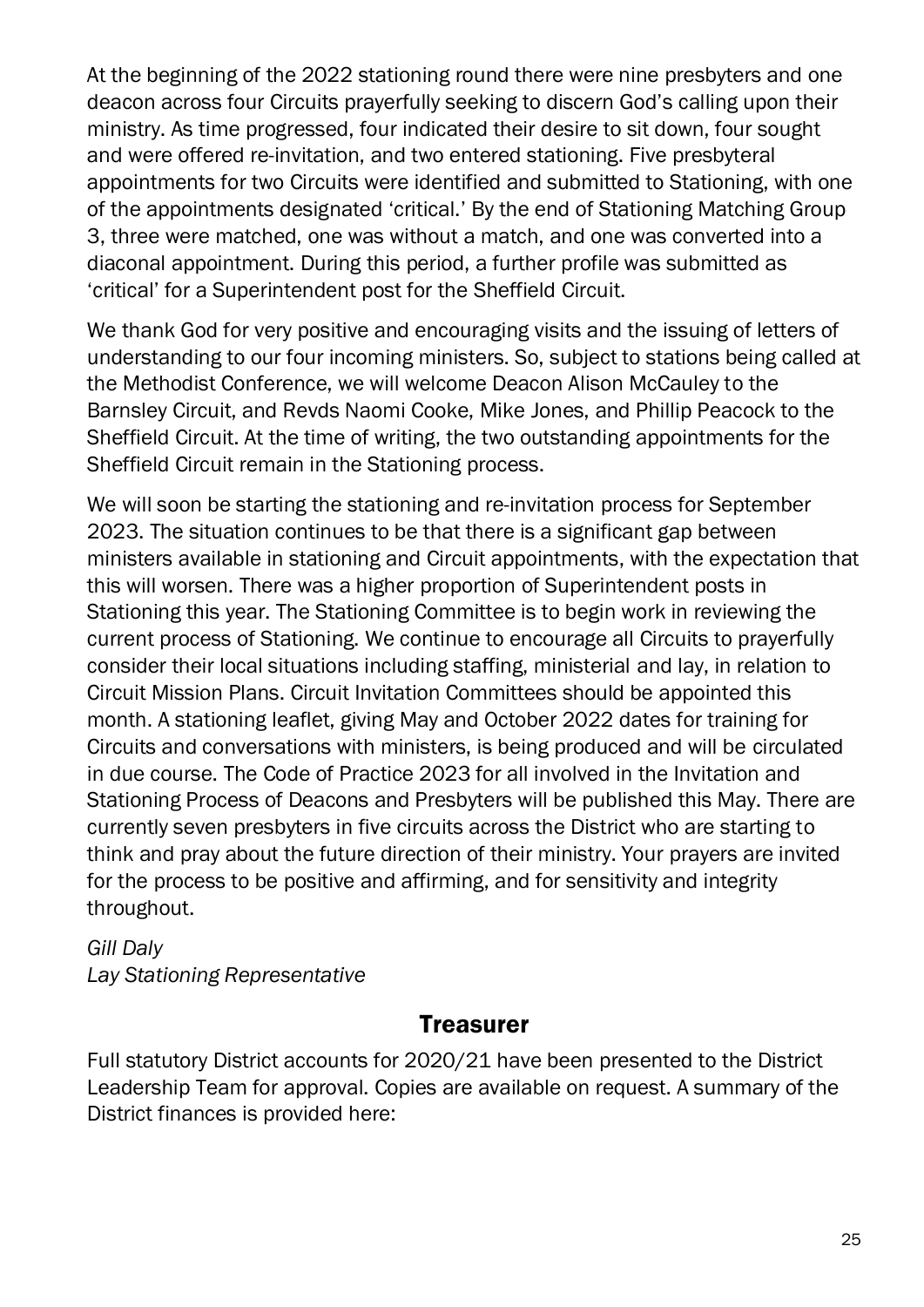At the beginning of the 2022 stationing round there were nine presbyters and one deacon across four Circuits prayerfully seeking to discern God's calling upon their ministry. As time progressed, four indicated their desire to sit down, four sought and were offered re-invitation, and two entered stationing. Five presbyteral appointments for two Circuits were identified and submitted to Stationing, with one of the appointments designated 'critical.' By the end of Stationing Matching Group 3, three were matched, one was without a match, and one was converted into a diaconal appointment. During this period, a further profile was submitted as 'critical' for a Superintendent post for the Sheffield Circuit.

We thank God for very positive and encouraging visits and the issuing of letters of understanding to our four incoming ministers. So, subject to stations being called at the Methodist Conference, we will welcome Deacon Alison McCauley to the Barnsley Circuit, and Revds Naomi Cooke, Mike Jones, and Phillip Peacock to the Sheffield Circuit. At the time of writing, the two outstanding appointments for the Sheffield Circuit remain in the Stationing process.

We will soon be starting the stationing and re-invitation process for September 2023. The situation continues to be that there is a significant gap between ministers available in stationing and Circuit appointments, with the expectation that this will worsen. There was a higher proportion of Superintendent posts in Stationing this year. The Stationing Committee is to begin work in reviewing the current process of Stationing. We continue to encourage all Circuits to prayerfully consider their local situations including staffing, ministerial and lay, in relation to Circuit Mission Plans. Circuit Invitation Committees should be appointed this month. A stationing leaflet, giving May and October 2022 dates for training for Circuits and conversations with ministers, is being produced and will be circulated in due course. The Code of Practice 2023 for all involved in the Invitation and Stationing Process of Deacons and Presbyters will be published this May. There are currently seven presbyters in five circuits across the District who are starting to think and pray about the future direction of their ministry. Your prayers are invited for the process to be positive and affirming, and for sensitivity and integrity throughout.

*Gill Daly*
*Lay Stationing Representative*

## Treasurer

Full statutory District accounts for 2020/21 have been presented to the District Leadership Team for approval. Copies are available on request. A summary of the District finances is provided here: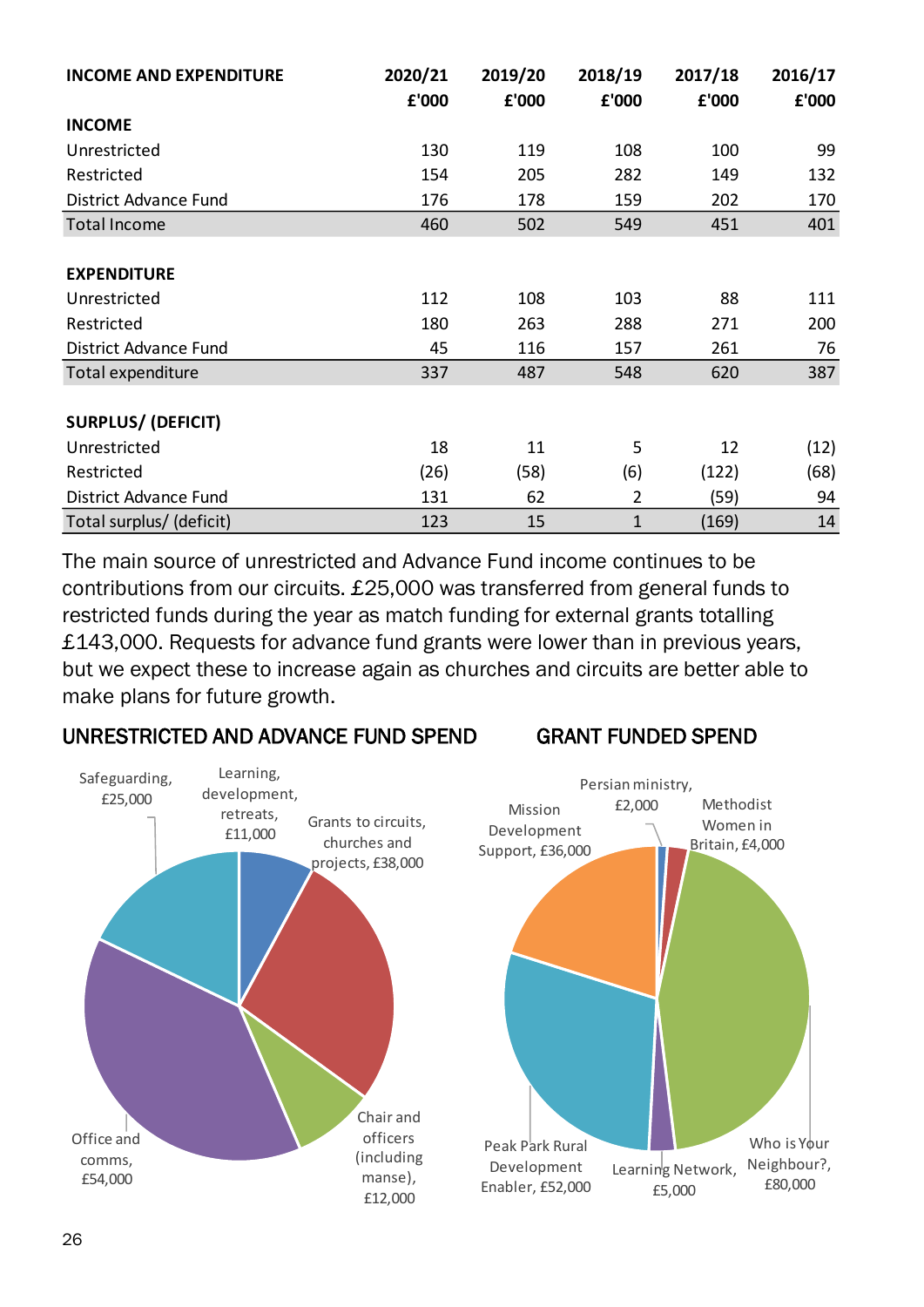| INCOME AND EXPENDITURE | 2020/21 £'000 | 2019/20 £'000 | 2018/19 £'000 | 2017/18 £'000 | 2016/17 £'000 |
|---|---|---|---|---|---|
| **INCOME** | | | | | |
| Unrestricted | 130 | 119 | 108 | 100 | 99 |
| Restricted | 154 | 205 | 282 | 149 | 132 |
| District Advance Fund | 176 | 178 | 159 | 202 | 170 |
| Total Income | 460 | 502 | 549 | 451 | 401 |
| | | | | | |
| **EXPENDITURE** | | | | | |
| Unrestricted | 112 | 108 | 103 | 88 | 111 |
| Restricted | 180 | 263 | 288 | 271 | 200 |
| District Advance Fund | 45 | 116 | 157 | 261 | 76 |
| Total expenditure | 337 | 487 | 548 | 620 | 387 |
| | | | | | |
| **SURPLUS/ (DEFICIT)** | | | | | |
| Unrestricted | 18 | 11 | 5 | 12 | (12) |
| Restricted | (26) | (58) | (6) | (122) | (68) |
| District Advance Fund | 131 | 62 | 2 | (59) | 94 |
| Total surplus/ (deficit) | 123 | 15 | 1 | (169) | 14 |

The main source of unrestricted and Advance Fund income continues to be contributions from our circuits. £25,000 was transferred from general funds to restricted funds during the year as match funding for external grants totalling £143,000. Requests for advance fund grants were lower than in previous years, but we expect these to increase again as churches and circuits are better able to make plans for future growth.

## UNRESTRICTED AND ADVANCE FUND SPEND

- Learning, development, retreats, £11,000
- Grants to circuits, churches and projects, £38,000
- Chair and officers (including manse), £12,000
- Office and comms, £54,000
- Safeguarding, £25,000

## GRANT FUNDED SPEND

- Persian ministry, £2,000
- Methodist Women in Britain, £4,000
- Who is Your Neighbour?, £80,000
- Learning Network, £5,000
- Peak Park Rural Development Enabler, £52,000
- Mission Development Support, £36,000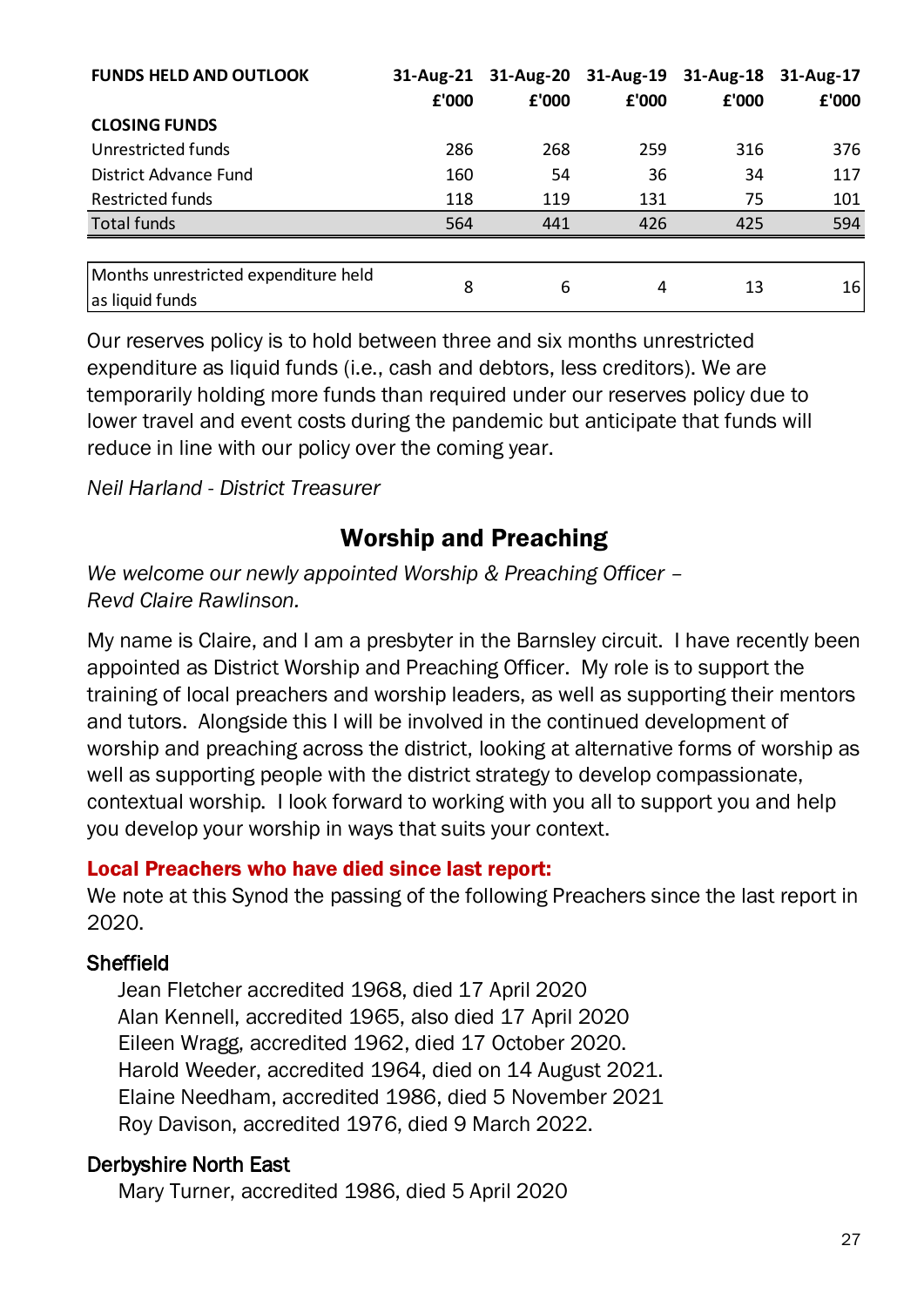| FUNDS HELD AND OUTLOOK | 31-Aug-21 | 31-Aug-20 | 31-Aug-19 | 31-Aug-18 | 31-Aug-17 |
|---|---|---|---|---|---|
| | £'000 | £'000 | £'000 | £'000 | £'000 |
| **CLOSING FUNDS** | | | | | |
| Unrestricted funds | 286 | 268 | 259 | 316 | 376 |
| District Advance Fund | 160 | 54 | 36 | 34 | 117 |
| Restricted funds | 118 | 119 | 131 | 75 | 101 |
| Total funds | 564 | 441 | 426 | 425 | 594 |
| | | | | | |
| Months unrestricted expenditure held as liquid funds | 8 | 6 | 4 | 13 | 16 |

Our reserves policy is to hold between three and six months unrestricted expenditure as liquid funds (i.e., cash and debtors, less creditors). We are temporarily holding more funds than required under our reserves policy due to lower travel and event costs during the pandemic but anticipate that funds will reduce in line with our policy over the coming year.

*Neil Harland - District Treasurer*

## Worship and Preaching

*We welcome our newly appointed Worship & Preaching Officer – Revd Claire Rawlinson.*

My name is Claire, and I am a presbyter in the Barnsley circuit. I have recently been appointed as District Worship and Preaching Officer. My role is to support the training of local preachers and worship leaders, as well as supporting their mentors and tutors. Alongside this I will be involved in the continued development of worship and preaching across the district, looking at alternative forms of worship as well as supporting people with the district strategy to develop compassionate, contextual worship. I look forward to working with you all to support you and help you develop your worship in ways that suits your context.

**Local Preachers who have died since last report:**

We note at this Synod the passing of the following Preachers since the last report in 2020.

### Sheffield

Jean Fletcher accredited 1968, died 17 April 2020
Alan Kennell, accredited 1965, also died 17 April 2020
Eileen Wragg, accredited 1962, died 17 October 2020.
Harold Weeder, accredited 1964, died on 14 August 2021.
Elaine Needham, accredited 1986, died 5 November 2021
Roy Davison, accredited 1976, died 9 March 2022.

### Derbyshire North East

Mary Turner, accredited 1986, died 5 April 2020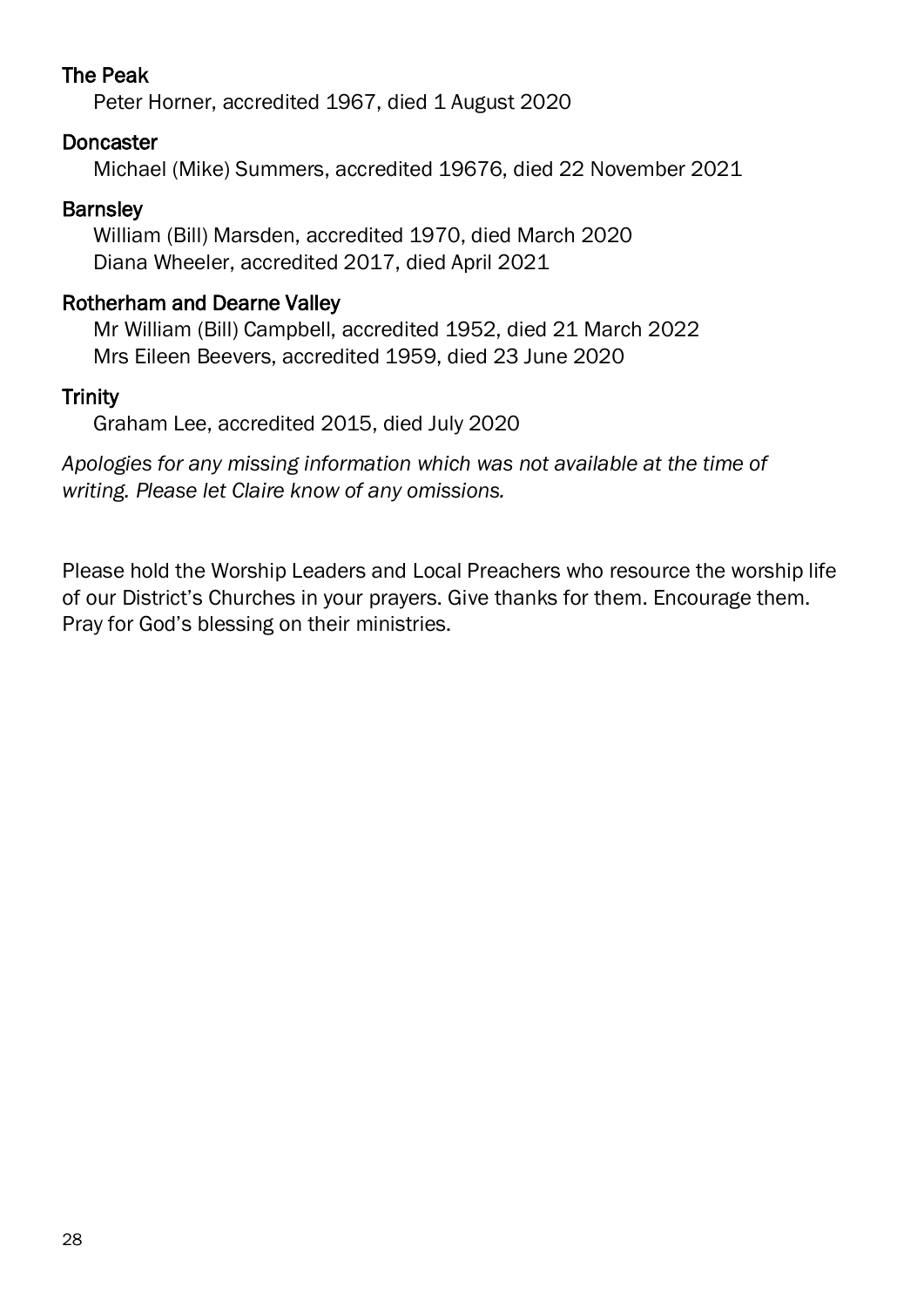**The Peak**

Peter Horner, accredited 1967, died 1 August 2020

**Doncaster**

Michael (Mike) Summers, accredited 19676, died 22 November 2021

**Barnsley**

William (Bill) Marsden, accredited 1970, died March 2020
Diana Wheeler, accredited 2017, died April 2021

**Rotherham and Dearne Valley**

Mr William (Bill) Campbell, accredited 1952, died 21 March 2022
Mrs Eileen Beevers, accredited 1959, died 23 June 2020

**Trinity**

Graham Lee, accredited 2015, died July 2020

*Apologies for any missing information which was not available at the time of writing. Please let Claire know of any omissions.*

Please hold the Worship Leaders and Local Preachers who resource the worship life of our District's Churches in your prayers. Give thanks for them. Encourage them. Pray for God's blessing on their ministries.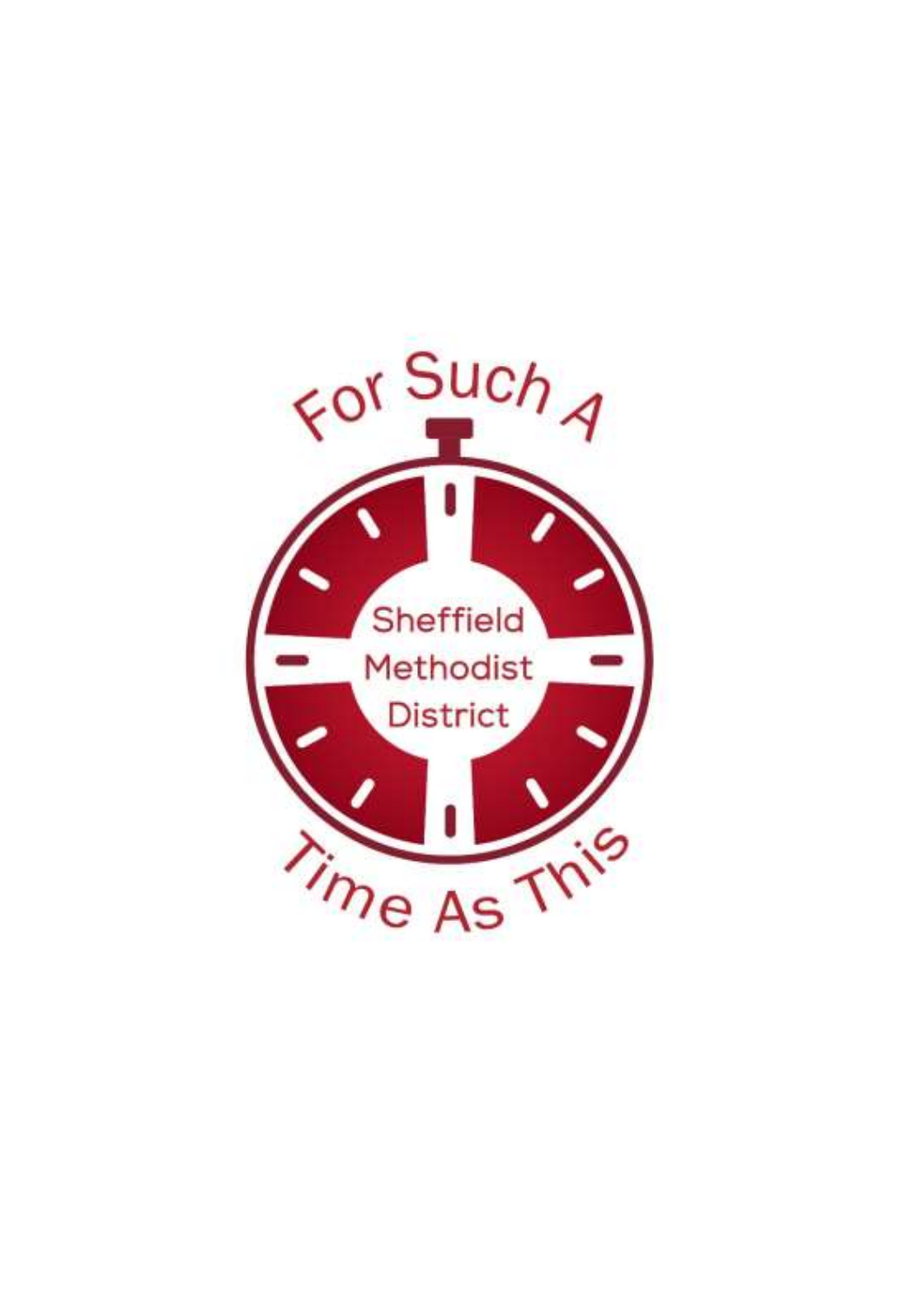For Such A

Sheffield Methodist District

Time As This